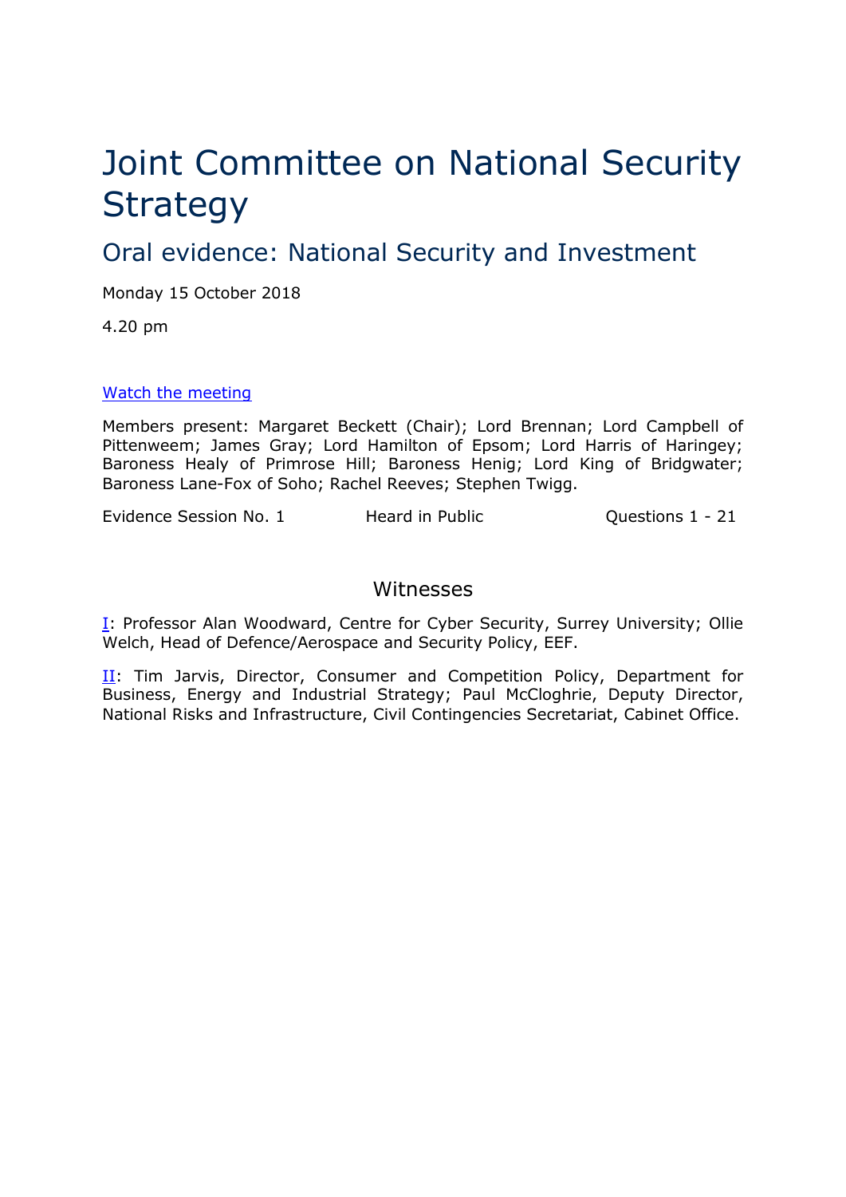# Joint Committee on National Security Strategy

## Oral evidence: National Security and Investment

Monday 15 October 2018

4.20 pm

[Watch the meeting]

Members present: Margaret Beckett (Chair); Lord Brennan; Lord Campbell of Pittenweem; James Gray; Lord Hamilton of Epsom; Lord Harris of Haringey; Baroness Healy of Primrose Hill; Baroness Henig; Lord King of Bridgwater; Baroness Lane-Fox of Soho; Rachel Reeves; Stephen Twigg.

Evidence Session No. 1 Heard in Public Questions 1 - 21

### Witnesses

I: Professor Alan Woodward, Centre for Cyber Security, Surrey University; Ollie Welch, Head of Defence/Aerospace and Security Policy, EEF.

II: Tim Jarvis, Director, Consumer and Competition Policy, Department for Business, Energy and Industrial Strategy; Paul McCloghrie, Deputy Director, National Risks and Infrastructure, Civil Contingencies Secretariat, Cabinet Office.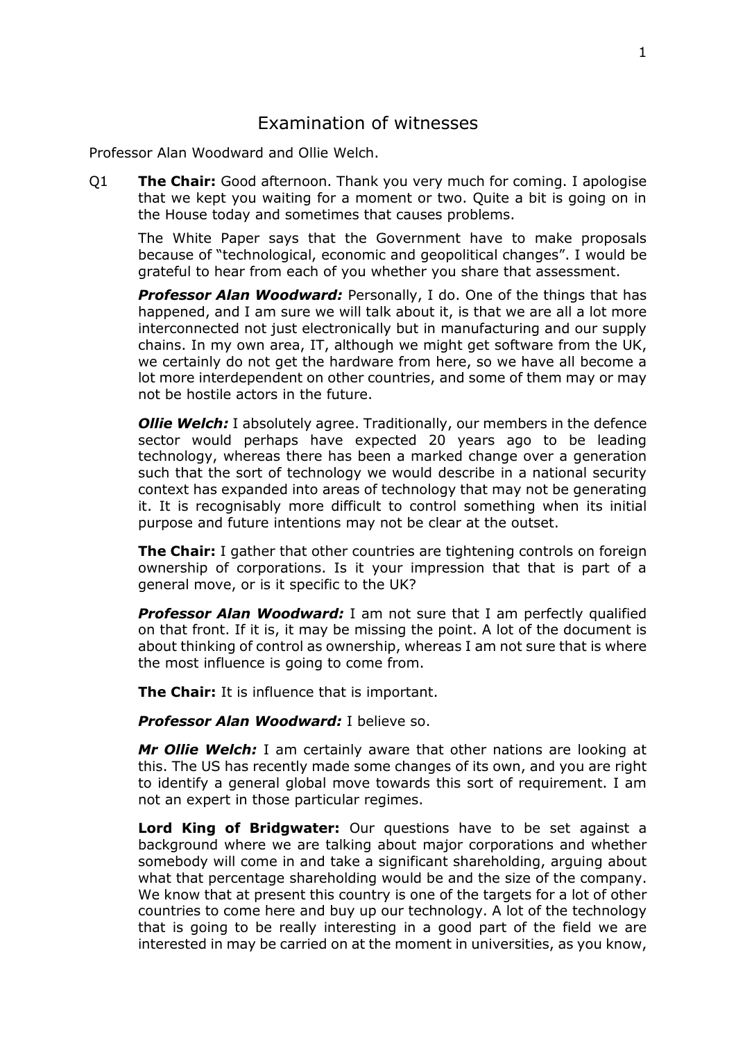# Examination of witnesses

Professor Alan Woodward and Ollie Welch.

Q1 **The Chair:** Good afternoon. Thank you very much for coming. I apologise that we kept you waiting for a moment or two. Quite a bit is going on in the House today and sometimes that causes problems.

The White Paper says that the Government have to make proposals because of "technological, economic and geopolitical changes". I would be grateful to hear from each of you whether you share that assessment.

***Professor Alan Woodward:*** Personally, I do. One of the things that has happened, and I am sure we will talk about it, is that we are all a lot more interconnected not just electronically but in manufacturing and our supply chains. In my own area, IT, although we might get software from the UK, we certainly do not get the hardware from here, so we have all become a lot more interdependent on other countries, and some of them may or may not be hostile actors in the future.

***Ollie Welch:*** I absolutely agree. Traditionally, our members in the defence sector would perhaps have expected 20 years ago to be leading technology, whereas there has been a marked change over a generation such that the sort of technology we would describe in a national security context has expanded into areas of technology that may not be generating it. It is recognisably more difficult to control something when its initial purpose and future intentions may not be clear at the outset.

**The Chair:** I gather that other countries are tightening controls on foreign ownership of corporations. Is it your impression that that is part of a general move, or is it specific to the UK?

***Professor Alan Woodward:*** I am not sure that I am perfectly qualified on that front. If it is, it may be missing the point. A lot of the document is about thinking of control as ownership, whereas I am not sure that is where the most influence is going to come from.

**The Chair:** It is influence that is important.

***Professor Alan Woodward:*** I believe so.

***Mr Ollie Welch:*** I am certainly aware that other nations are looking at this. The US has recently made some changes of its own, and you are right to identify a general global move towards this sort of requirement. I am not an expert in those particular regimes.

**Lord King of Bridgwater:** Our questions have to be set against a background where we are talking about major corporations and whether somebody will come in and take a significant shareholding, arguing about what that percentage shareholding would be and the size of the company. We know that at present this country is one of the targets for a lot of other countries to come here and buy up our technology. A lot of the technology that is going to be really interesting in a good part of the field we are interested in may be carried on at the moment in universities, as you know,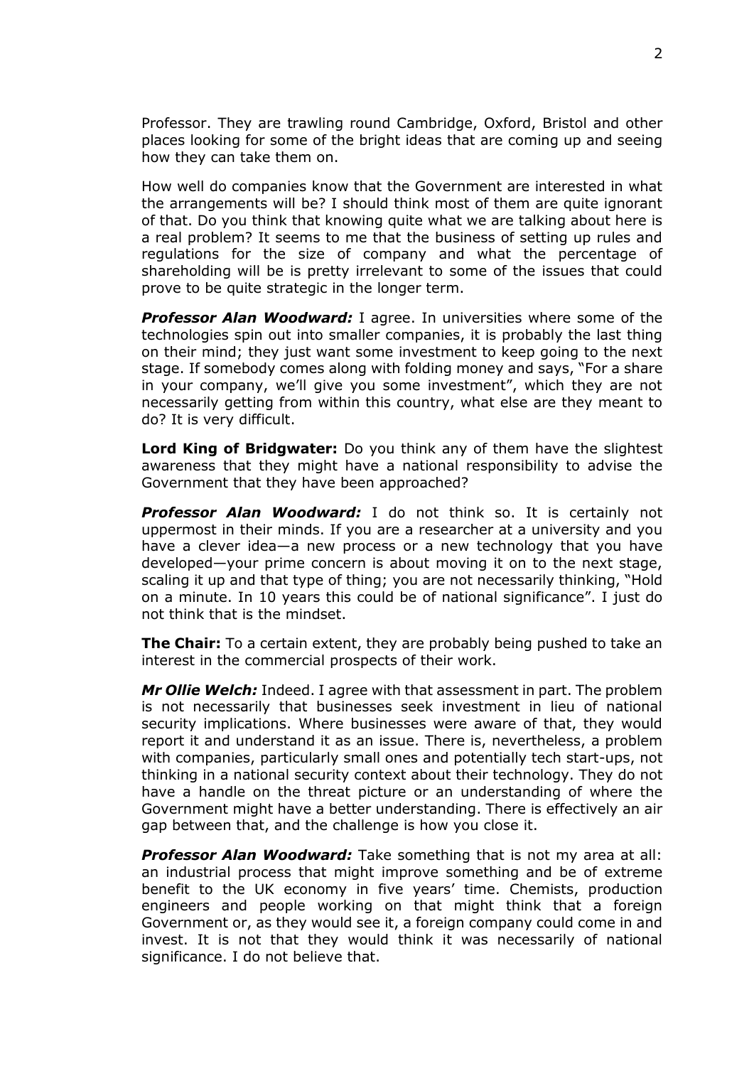Professor. They are trawling round Cambridge, Oxford, Bristol and other places looking for some of the bright ideas that are coming up and seeing how they can take them on.

How well do companies know that the Government are interested in what the arrangements will be? I should think most of them are quite ignorant of that. Do you think that knowing quite what we are talking about here is a real problem? It seems to me that the business of setting up rules and regulations for the size of company and what the percentage of shareholding will be is pretty irrelevant to some of the issues that could prove to be quite strategic in the longer term.

***Professor Alan Woodward:*** I agree. In universities where some of the technologies spin out into smaller companies, it is probably the last thing on their mind; they just want some investment to keep going to the next stage. If somebody comes along with folding money and says, "For a share in your company, we'll give you some investment", which they are not necessarily getting from within this country, what else are they meant to do? It is very difficult.

**Lord King of Bridgwater:** Do you think any of them have the slightest awareness that they might have a national responsibility to advise the Government that they have been approached?

***Professor Alan Woodward:*** I do not think so. It is certainly not uppermost in their minds. If you are a researcher at a university and you have a clever idea—a new process or a new technology that you have developed—your prime concern is about moving it on to the next stage, scaling it up and that type of thing; you are not necessarily thinking, "Hold on a minute. In 10 years this could be of national significance". I just do not think that is the mindset.

**The Chair:** To a certain extent, they are probably being pushed to take an interest in the commercial prospects of their work.

***Mr Ollie Welch:*** Indeed. I agree with that assessment in part. The problem is not necessarily that businesses seek investment in lieu of national security implications. Where businesses were aware of that, they would report it and understand it as an issue. There is, nevertheless, a problem with companies, particularly small ones and potentially tech start-ups, not thinking in a national security context about their technology. They do not have a handle on the threat picture or an understanding of where the Government might have a better understanding. There is effectively an air gap between that, and the challenge is how you close it.

***Professor Alan Woodward:*** Take something that is not my area at all: an industrial process that might improve something and be of extreme benefit to the UK economy in five years' time. Chemists, production engineers and people working on that might think that a foreign Government or, as they would see it, a foreign company could come in and invest. It is not that they would think it was necessarily of national significance. I do not believe that.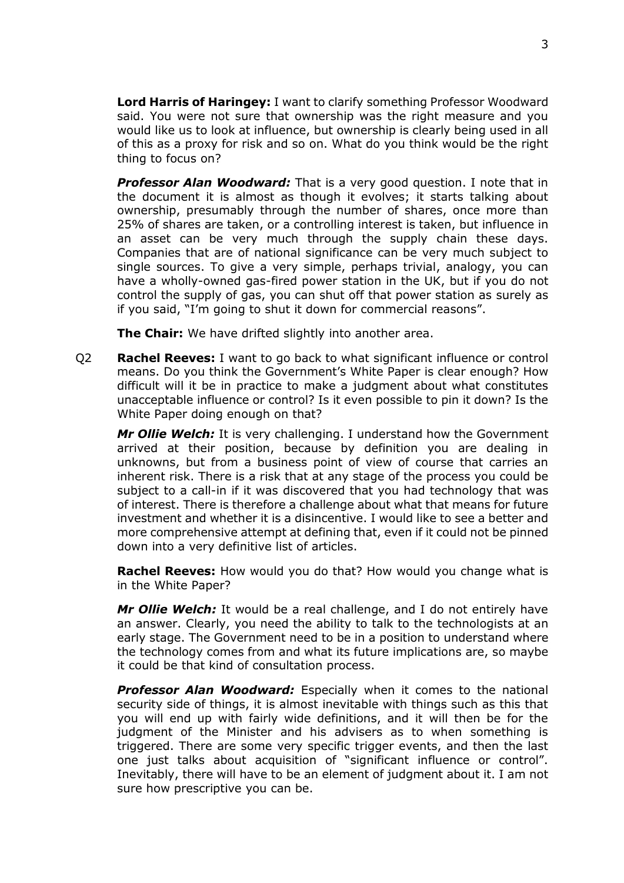**Lord Harris of Haringey:** I want to clarify something Professor Woodward said. You were not sure that ownership was the right measure and you would like us to look at influence, but ownership is clearly being used in all of this as a proxy for risk and so on. What do you think would be the right thing to focus on?

***Professor Alan Woodward:*** That is a very good question. I note that in the document it is almost as though it evolves; it starts talking about ownership, presumably through the number of shares, once more than 25% of shares are taken, or a controlling interest is taken, but influence in an asset can be very much through the supply chain these days. Companies that are of national significance can be very much subject to single sources. To give a very simple, perhaps trivial, analogy, you can have a wholly-owned gas-fired power station in the UK, but if you do not control the supply of gas, you can shut off that power station as surely as if you said, "I'm going to shut it down for commercial reasons".

**The Chair:** We have drifted slightly into another area.

Q2 **Rachel Reeves:** I want to go back to what significant influence or control means. Do you think the Government's White Paper is clear enough? How difficult will it be in practice to make a judgment about what constitutes unacceptable influence or control? Is it even possible to pin it down? Is the White Paper doing enough on that?

***Mr Ollie Welch:*** It is very challenging. I understand how the Government arrived at their position, because by definition you are dealing in unknowns, but from a business point of view of course that carries an inherent risk. There is a risk that at any stage of the process you could be subject to a call-in if it was discovered that you had technology that was of interest. There is therefore a challenge about what that means for future investment and whether it is a disincentive. I would like to see a better and more comprehensive attempt at defining that, even if it could not be pinned down into a very definitive list of articles.

**Rachel Reeves:** How would you do that? How would you change what is in the White Paper?

***Mr Ollie Welch:*** It would be a real challenge, and I do not entirely have an answer. Clearly, you need the ability to talk to the technologists at an early stage. The Government need to be in a position to understand where the technology comes from and what its future implications are, so maybe it could be that kind of consultation process.

***Professor Alan Woodward:*** Especially when it comes to the national security side of things, it is almost inevitable with things such as this that you will end up with fairly wide definitions, and it will then be for the judgment of the Minister and his advisers as to when something is triggered. There are some very specific trigger events, and then the last one just talks about acquisition of "significant influence or control". Inevitably, there will have to be an element of judgment about it. I am not sure how prescriptive you can be.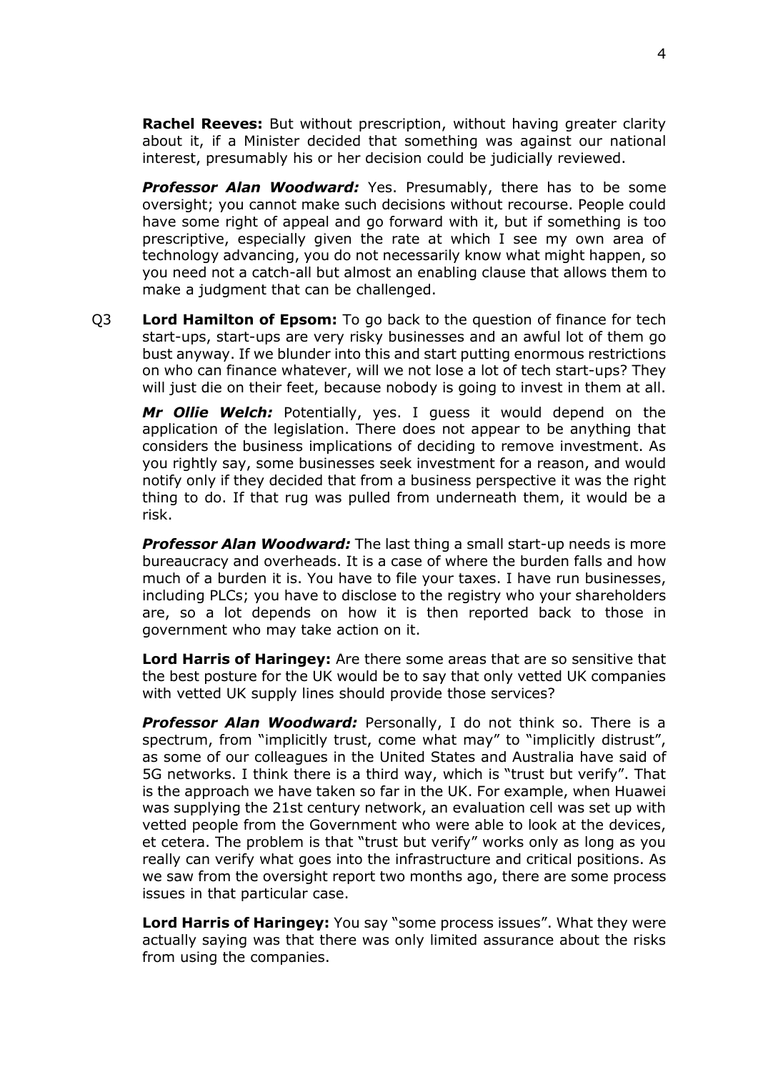**Rachel Reeves:** But without prescription, without having greater clarity about it, if a Minister decided that something was against our national interest, presumably his or her decision could be judicially reviewed.

***Professor Alan Woodward:*** Yes. Presumably, there has to be some oversight; you cannot make such decisions without recourse. People could have some right of appeal and go forward with it, but if something is too prescriptive, especially given the rate at which I see my own area of technology advancing, you do not necessarily know what might happen, so you need not a catch-all but almost an enabling clause that allows them to make a judgment that can be challenged.

Q3 **Lord Hamilton of Epsom:** To go back to the question of finance for tech start-ups, start-ups are very risky businesses and an awful lot of them go bust anyway. If we blunder into this and start putting enormous restrictions on who can finance whatever, will we not lose a lot of tech start-ups? They will just die on their feet, because nobody is going to invest in them at all.

***Mr Ollie Welch:*** Potentially, yes. I guess it would depend on the application of the legislation. There does not appear to be anything that considers the business implications of deciding to remove investment. As you rightly say, some businesses seek investment for a reason, and would notify only if they decided that from a business perspective it was the right thing to do. If that rug was pulled from underneath them, it would be a risk.

***Professor Alan Woodward:*** The last thing a small start-up needs is more bureaucracy and overheads. It is a case of where the burden falls and how much of a burden it is. You have to file your taxes. I have run businesses, including PLCs; you have to disclose to the registry who your shareholders are, so a lot depends on how it is then reported back to those in government who may take action on it.

**Lord Harris of Haringey:** Are there some areas that are so sensitive that the best posture for the UK would be to say that only vetted UK companies with vetted UK supply lines should provide those services?

***Professor Alan Woodward:*** Personally, I do not think so. There is a spectrum, from "implicitly trust, come what may" to "implicitly distrust", as some of our colleagues in the United States and Australia have said of 5G networks. I think there is a third way, which is "trust but verify". That is the approach we have taken so far in the UK. For example, when Huawei was supplying the 21st century network, an evaluation cell was set up with vetted people from the Government who were able to look at the devices, et cetera. The problem is that "trust but verify" works only as long as you really can verify what goes into the infrastructure and critical positions. As we saw from the oversight report two months ago, there are some process issues in that particular case.

**Lord Harris of Haringey:** You say "some process issues". What they were actually saying was that there was only limited assurance about the risks from using the companies.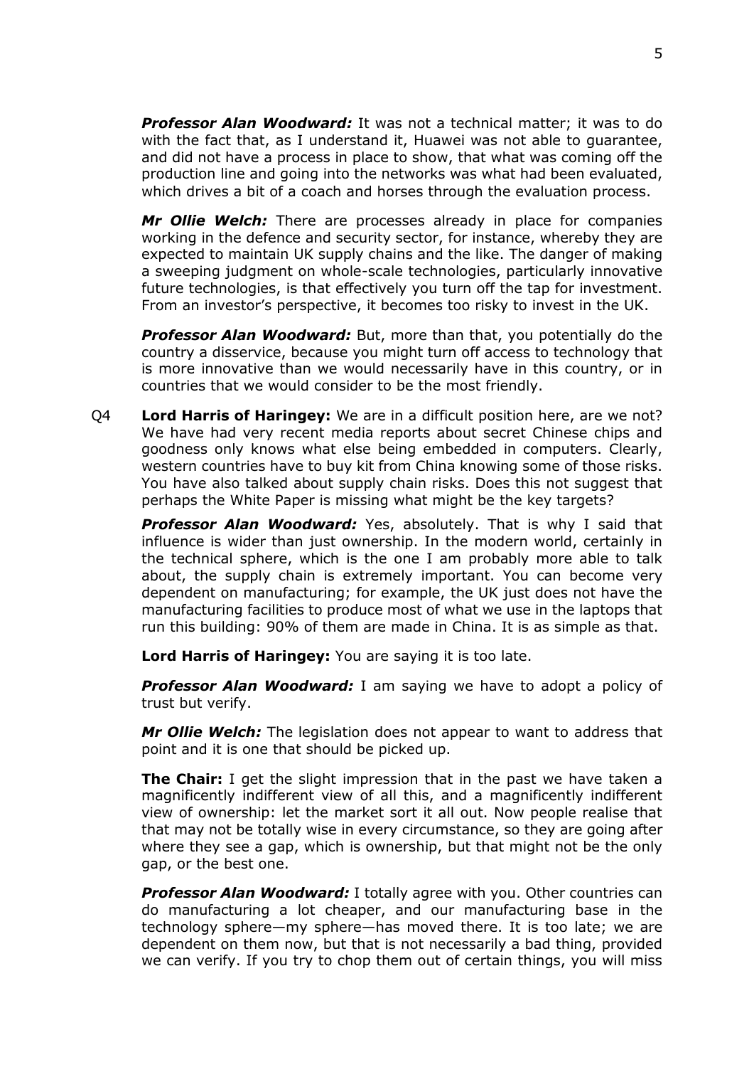***Professor Alan Woodward:*** It was not a technical matter; it was to do with the fact that, as I understand it, Huawei was not able to guarantee, and did not have a process in place to show, that what was coming off the production line and going into the networks was what had been evaluated, which drives a bit of a coach and horses through the evaluation process.

***Mr Ollie Welch:*** There are processes already in place for companies working in the defence and security sector, for instance, whereby they are expected to maintain UK supply chains and the like. The danger of making a sweeping judgment on whole-scale technologies, particularly innovative future technologies, is that effectively you turn off the tap for investment. From an investor's perspective, it becomes too risky to invest in the UK.

***Professor Alan Woodward:*** But, more than that, you potentially do the country a disservice, because you might turn off access to technology that is more innovative than we would necessarily have in this country, or in countries that we would consider to be the most friendly.

Q4 **Lord Harris of Haringey:** We are in a difficult position here, are we not? We have had very recent media reports about secret Chinese chips and goodness only knows what else being embedded in computers. Clearly, western countries have to buy kit from China knowing some of those risks. You have also talked about supply chain risks. Does this not suggest that perhaps the White Paper is missing what might be the key targets?

***Professor Alan Woodward:*** Yes, absolutely. That is why I said that influence is wider than just ownership. In the modern world, certainly in the technical sphere, which is the one I am probably more able to talk about, the supply chain is extremely important. You can become very dependent on manufacturing; for example, the UK just does not have the manufacturing facilities to produce most of what we use in the laptops that run this building: 90% of them are made in China. It is as simple as that.

**Lord Harris of Haringey:** You are saying it is too late.

***Professor Alan Woodward:*** I am saying we have to adopt a policy of trust but verify.

***Mr Ollie Welch:*** The legislation does not appear to want to address that point and it is one that should be picked up.

**The Chair:** I get the slight impression that in the past we have taken a magnificently indifferent view of all this, and a magnificently indifferent view of ownership: let the market sort it all out. Now people realise that that may not be totally wise in every circumstance, so they are going after where they see a gap, which is ownership, but that might not be the only gap, or the best one.

***Professor Alan Woodward:*** I totally agree with you. Other countries can do manufacturing a lot cheaper, and our manufacturing base in the technology sphere—my sphere—has moved there. It is too late; we are dependent on them now, but that is not necessarily a bad thing, provided we can verify. If you try to chop them out of certain things, you will miss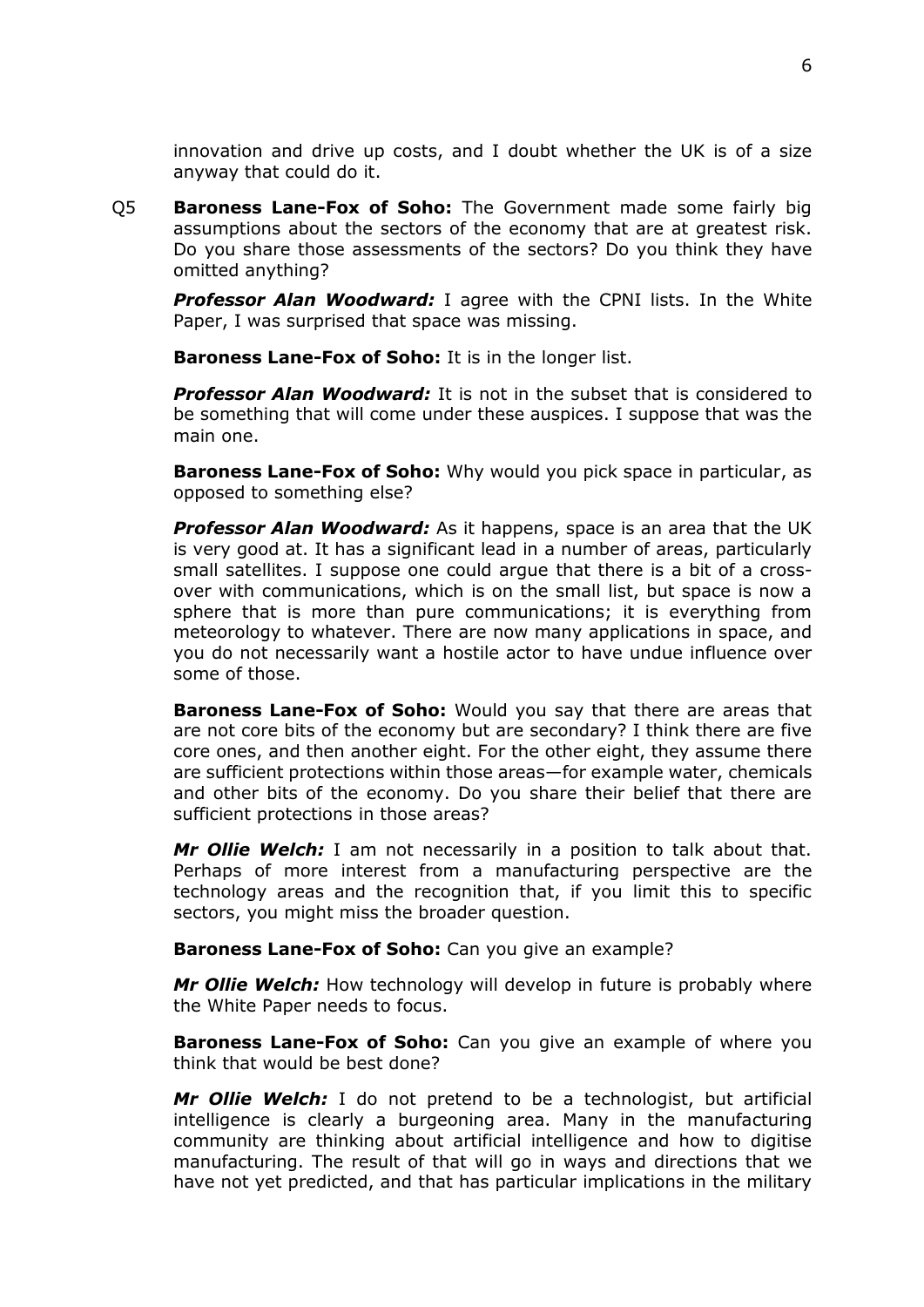innovation and drive up costs, and I doubt whether the UK is of a size anyway that could do it.

Q5 **Baroness Lane-Fox of Soho:** The Government made some fairly big assumptions about the sectors of the economy that are at greatest risk. Do you share those assessments of the sectors? Do you think they have omitted anything?

***Professor Alan Woodward:*** I agree with the CPNI lists. In the White Paper, I was surprised that space was missing.

**Baroness Lane-Fox of Soho:** It is in the longer list.

***Professor Alan Woodward:*** It is not in the subset that is considered to be something that will come under these auspices. I suppose that was the main one.

**Baroness Lane-Fox of Soho:** Why would you pick space in particular, as opposed to something else?

***Professor Alan Woodward:*** As it happens, space is an area that the UK is very good at. It has a significant lead in a number of areas, particularly small satellites. I suppose one could argue that there is a bit of a cross-over with communications, which is on the small list, but space is now a sphere that is more than pure communications; it is everything from meteorology to whatever. There are now many applications in space, and you do not necessarily want a hostile actor to have undue influence over some of those.

**Baroness Lane-Fox of Soho:** Would you say that there are areas that are not core bits of the economy but are secondary? I think there are five core ones, and then another eight. For the other eight, they assume there are sufficient protections within those areas—for example water, chemicals and other bits of the economy. Do you share their belief that there are sufficient protections in those areas?

***Mr Ollie Welch:*** I am not necessarily in a position to talk about that. Perhaps of more interest from a manufacturing perspective are the technology areas and the recognition that, if you limit this to specific sectors, you might miss the broader question.

**Baroness Lane-Fox of Soho:** Can you give an example?

***Mr Ollie Welch:*** How technology will develop in future is probably where the White Paper needs to focus.

**Baroness Lane-Fox of Soho:** Can you give an example of where you think that would be best done?

***Mr Ollie Welch:*** I do not pretend to be a technologist, but artificial intelligence is clearly a burgeoning area. Many in the manufacturing community are thinking about artificial intelligence and how to digitise manufacturing. The result of that will go in ways and directions that we have not yet predicted, and that has particular implications in the military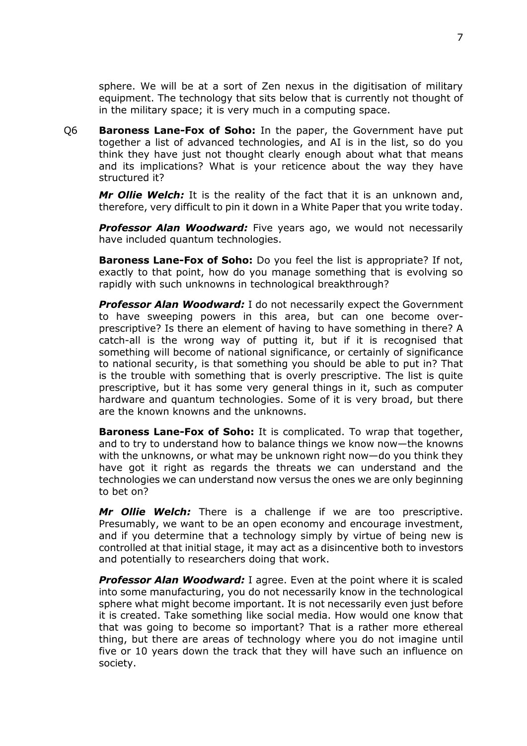sphere. We will be at a sort of Zen nexus in the digitisation of military equipment. The technology that sits below that is currently not thought of in the military space; it is very much in a computing space.

Q6 **Baroness Lane-Fox of Soho:** In the paper, the Government have put together a list of advanced technologies, and AI is in the list, so do you think they have just not thought clearly enough about what that means and its implications? What is your reticence about the way they have structured it?

***Mr Ollie Welch:*** It is the reality of the fact that it is an unknown and, therefore, very difficult to pin it down in a White Paper that you write today.

***Professor Alan Woodward:*** Five years ago, we would not necessarily have included quantum technologies.

**Baroness Lane-Fox of Soho:** Do you feel the list is appropriate? If not, exactly to that point, how do you manage something that is evolving so rapidly with such unknowns in technological breakthrough?

***Professor Alan Woodward:*** I do not necessarily expect the Government to have sweeping powers in this area, but can one become over-prescriptive? Is there an element of having to have something in there? A catch-all is the wrong way of putting it, but if it is recognised that something will become of national significance, or certainly of significance to national security, is that something you should be able to put in? That is the trouble with something that is overly prescriptive. The list is quite prescriptive, but it has some very general things in it, such as computer hardware and quantum technologies. Some of it is very broad, but there are the known knowns and the unknowns.

**Baroness Lane-Fox of Soho:** It is complicated. To wrap that together, and to try to understand how to balance things we know now—the knowns with the unknowns, or what may be unknown right now—do you think they have got it right as regards the threats we can understand and the technologies we can understand now versus the ones we are only beginning to bet on?

***Mr Ollie Welch:*** There is a challenge if we are too prescriptive. Presumably, we want to be an open economy and encourage investment, and if you determine that a technology simply by virtue of being new is controlled at that initial stage, it may act as a disincentive both to investors and potentially to researchers doing that work.

***Professor Alan Woodward:*** I agree. Even at the point where it is scaled into some manufacturing, you do not necessarily know in the technological sphere what might become important. It is not necessarily even just before it is created. Take something like social media. How would one know that that was going to become so important? That is a rather more ethereal thing, but there are areas of technology where you do not imagine until five or 10 years down the track that they will have such an influence on society.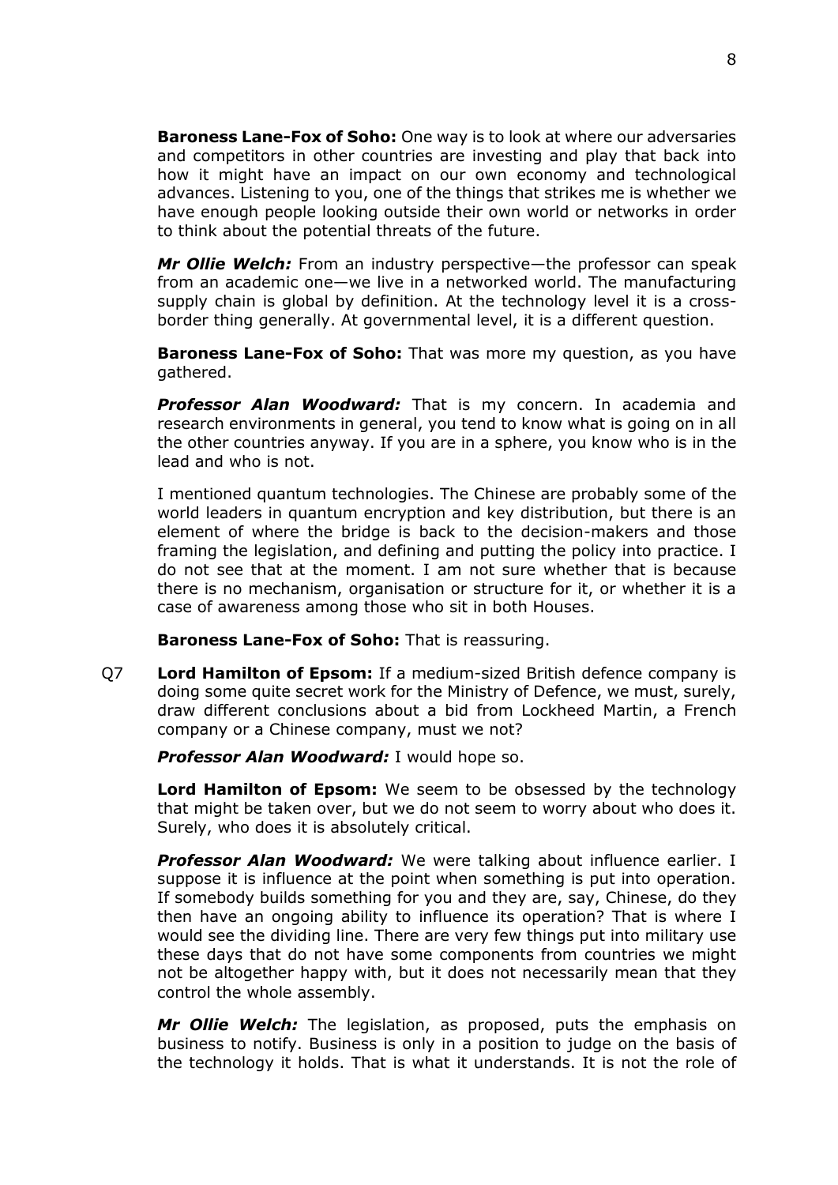**Baroness Lane-Fox of Soho:** One way is to look at where our adversaries and competitors in other countries are investing and play that back into how it might have an impact on our own economy and technological advances. Listening to you, one of the things that strikes me is whether we have enough people looking outside their own world or networks in order to think about the potential threats of the future.

***Mr Ollie Welch:*** From an industry perspective—the professor can speak from an academic one—we live in a networked world. The manufacturing supply chain is global by definition. At the technology level it is a cross-border thing generally. At governmental level, it is a different question.

**Baroness Lane-Fox of Soho:** That was more my question, as you have gathered.

***Professor Alan Woodward:*** That is my concern. In academia and research environments in general, you tend to know what is going on in all the other countries anyway. If you are in a sphere, you know who is in the lead and who is not.

I mentioned quantum technologies. The Chinese are probably some of the world leaders in quantum encryption and key distribution, but there is an element of where the bridge is back to the decision-makers and those framing the legislation, and defining and putting the policy into practice. I do not see that at the moment. I am not sure whether that is because there is no mechanism, organisation or structure for it, or whether it is a case of awareness among those who sit in both Houses.

**Baroness Lane-Fox of Soho:** That is reassuring.

Q7 **Lord Hamilton of Epsom:** If a medium-sized British defence company is doing some quite secret work for the Ministry of Defence, we must, surely, draw different conclusions about a bid from Lockheed Martin, a French company or a Chinese company, must we not?

***Professor Alan Woodward:*** I would hope so.

**Lord Hamilton of Epsom:** We seem to be obsessed by the technology that might be taken over, but we do not seem to worry about who does it. Surely, who does it is absolutely critical.

***Professor Alan Woodward:*** We were talking about influence earlier. I suppose it is influence at the point when something is put into operation. If somebody builds something for you and they are, say, Chinese, do they then have an ongoing ability to influence its operation? That is where I would see the dividing line. There are very few things put into military use these days that do not have some components from countries we might not be altogether happy with, but it does not necessarily mean that they control the whole assembly.

***Mr Ollie Welch:*** The legislation, as proposed, puts the emphasis on business to notify. Business is only in a position to judge on the basis of the technology it holds. That is what it understands. It is not the role of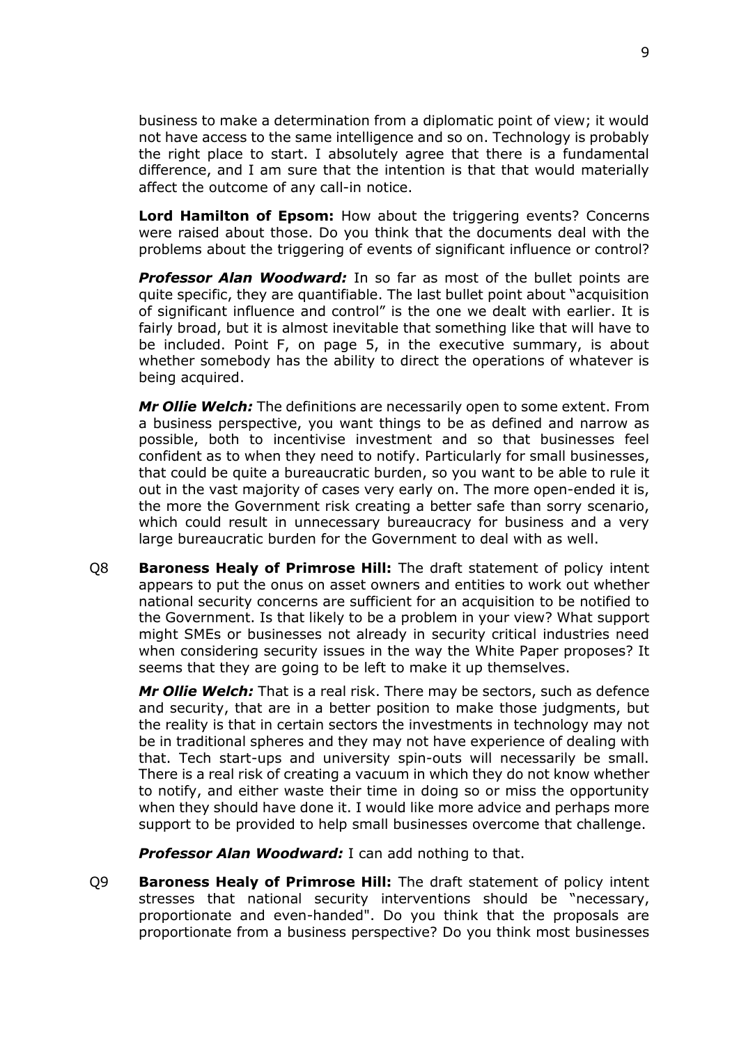business to make a determination from a diplomatic point of view; it would not have access to the same intelligence and so on. Technology is probably the right place to start. I absolutely agree that there is a fundamental difference, and I am sure that the intention is that that would materially affect the outcome of any call-in notice.

**Lord Hamilton of Epsom:** How about the triggering events? Concerns were raised about those. Do you think that the documents deal with the problems about the triggering of events of significant influence or control?

***Professor Alan Woodward:*** In so far as most of the bullet points are quite specific, they are quantifiable. The last bullet point about "acquisition of significant influence and control" is the one we dealt with earlier. It is fairly broad, but it is almost inevitable that something like that will have to be included. Point F, on page 5, in the executive summary, is about whether somebody has the ability to direct the operations of whatever is being acquired.

***Mr Ollie Welch:*** The definitions are necessarily open to some extent. From a business perspective, you want things to be as defined and narrow as possible, both to incentivise investment and so that businesses feel confident as to when they need to notify. Particularly for small businesses, that could be quite a bureaucratic burden, so you want to be able to rule it out in the vast majority of cases very early on. The more open-ended it is, the more the Government risk creating a better safe than sorry scenario, which could result in unnecessary bureaucracy for business and a very large bureaucratic burden for the Government to deal with as well.

Q8 **Baroness Healy of Primrose Hill:** The draft statement of policy intent appears to put the onus on asset owners and entities to work out whether national security concerns are sufficient for an acquisition to be notified to the Government. Is that likely to be a problem in your view? What support might SMEs or businesses not already in security critical industries need when considering security issues in the way the White Paper proposes? It seems that they are going to be left to make it up themselves.

***Mr Ollie Welch:*** That is a real risk. There may be sectors, such as defence and security, that are in a better position to make those judgments, but the reality is that in certain sectors the investments in technology may not be in traditional spheres and they may not have experience of dealing with that. Tech start-ups and university spin-outs will necessarily be small. There is a real risk of creating a vacuum in which they do not know whether to notify, and either waste their time in doing so or miss the opportunity when they should have done it. I would like more advice and perhaps more support to be provided to help small businesses overcome that challenge.

***Professor Alan Woodward:*** I can add nothing to that.

Q9 **Baroness Healy of Primrose Hill:** The draft statement of policy intent stresses that national security interventions should be "necessary, proportionate and even-handed". Do you think that the proposals are proportionate from a business perspective? Do you think most businesses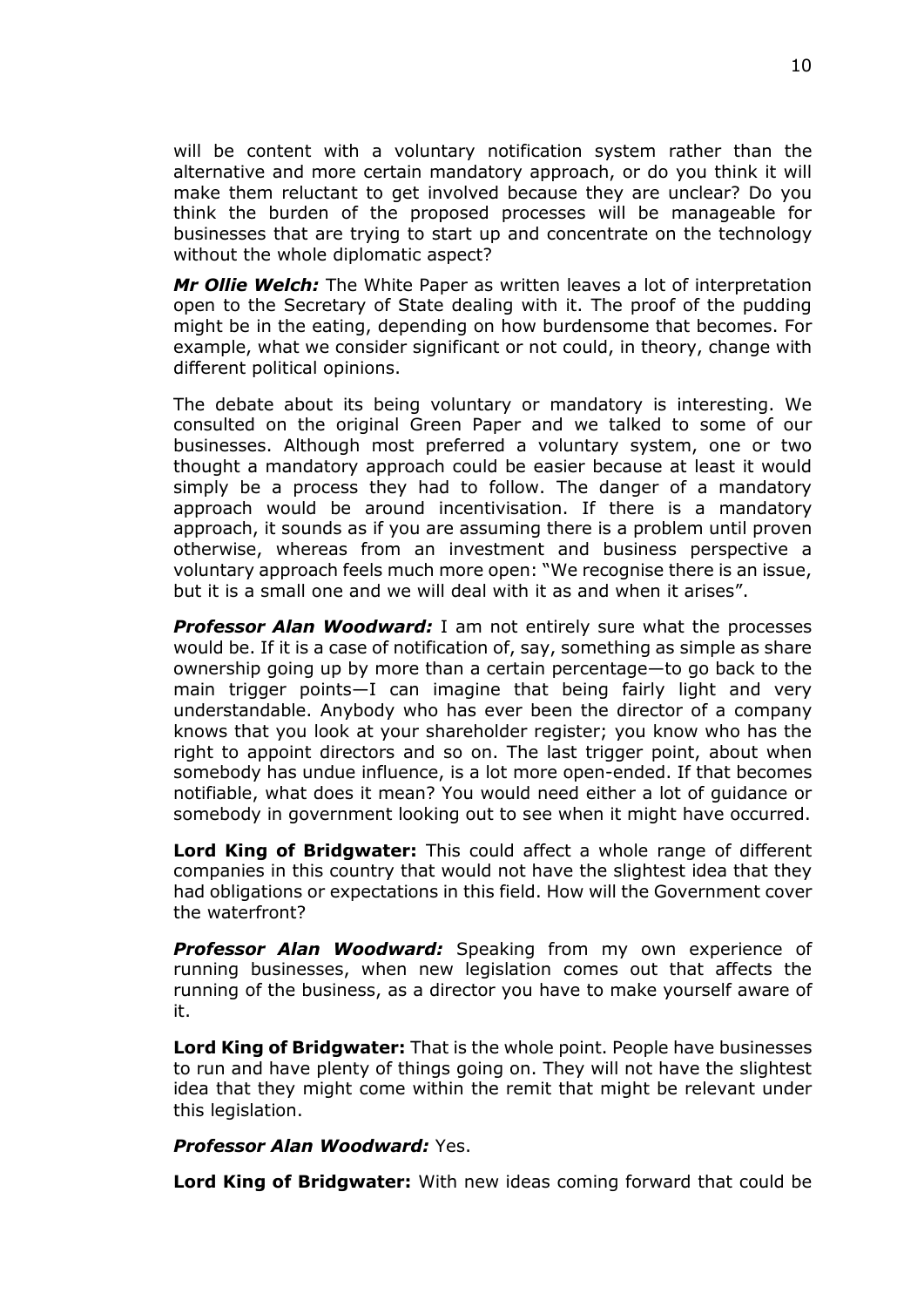will be content with a voluntary notification system rather than the alternative and more certain mandatory approach, or do you think it will make them reluctant to get involved because they are unclear? Do you think the burden of the proposed processes will be manageable for businesses that are trying to start up and concentrate on the technology without the whole diplomatic aspect?

***Mr Ollie Welch:*** The White Paper as written leaves a lot of interpretation open to the Secretary of State dealing with it. The proof of the pudding might be in the eating, depending on how burdensome that becomes. For example, what we consider significant or not could, in theory, change with different political opinions.

The debate about its being voluntary or mandatory is interesting. We consulted on the original Green Paper and we talked to some of our businesses. Although most preferred a voluntary system, one or two thought a mandatory approach could be easier because at least it would simply be a process they had to follow. The danger of a mandatory approach would be around incentivisation. If there is a mandatory approach, it sounds as if you are assuming there is a problem until proven otherwise, whereas from an investment and business perspective a voluntary approach feels much more open: "We recognise there is an issue, but it is a small one and we will deal with it as and when it arises".

***Professor Alan Woodward:*** I am not entirely sure what the processes would be. If it is a case of notification of, say, something as simple as share ownership going up by more than a certain percentage—to go back to the main trigger points—I can imagine that being fairly light and very understandable. Anybody who has ever been the director of a company knows that you look at your shareholder register; you know who has the right to appoint directors and so on. The last trigger point, about when somebody has undue influence, is a lot more open-ended. If that becomes notifiable, what does it mean? You would need either a lot of guidance or somebody in government looking out to see when it might have occurred.

**Lord King of Bridgwater:** This could affect a whole range of different companies in this country that would not have the slightest idea that they had obligations or expectations in this field. How will the Government cover the waterfront?

***Professor Alan Woodward:*** Speaking from my own experience of running businesses, when new legislation comes out that affects the running of the business, as a director you have to make yourself aware of it.

**Lord King of Bridgwater:** That is the whole point. People have businesses to run and have plenty of things going on. They will not have the slightest idea that they might come within the remit that might be relevant under this legislation.

***Professor Alan Woodward:*** Yes.

**Lord King of Bridgwater:** With new ideas coming forward that could be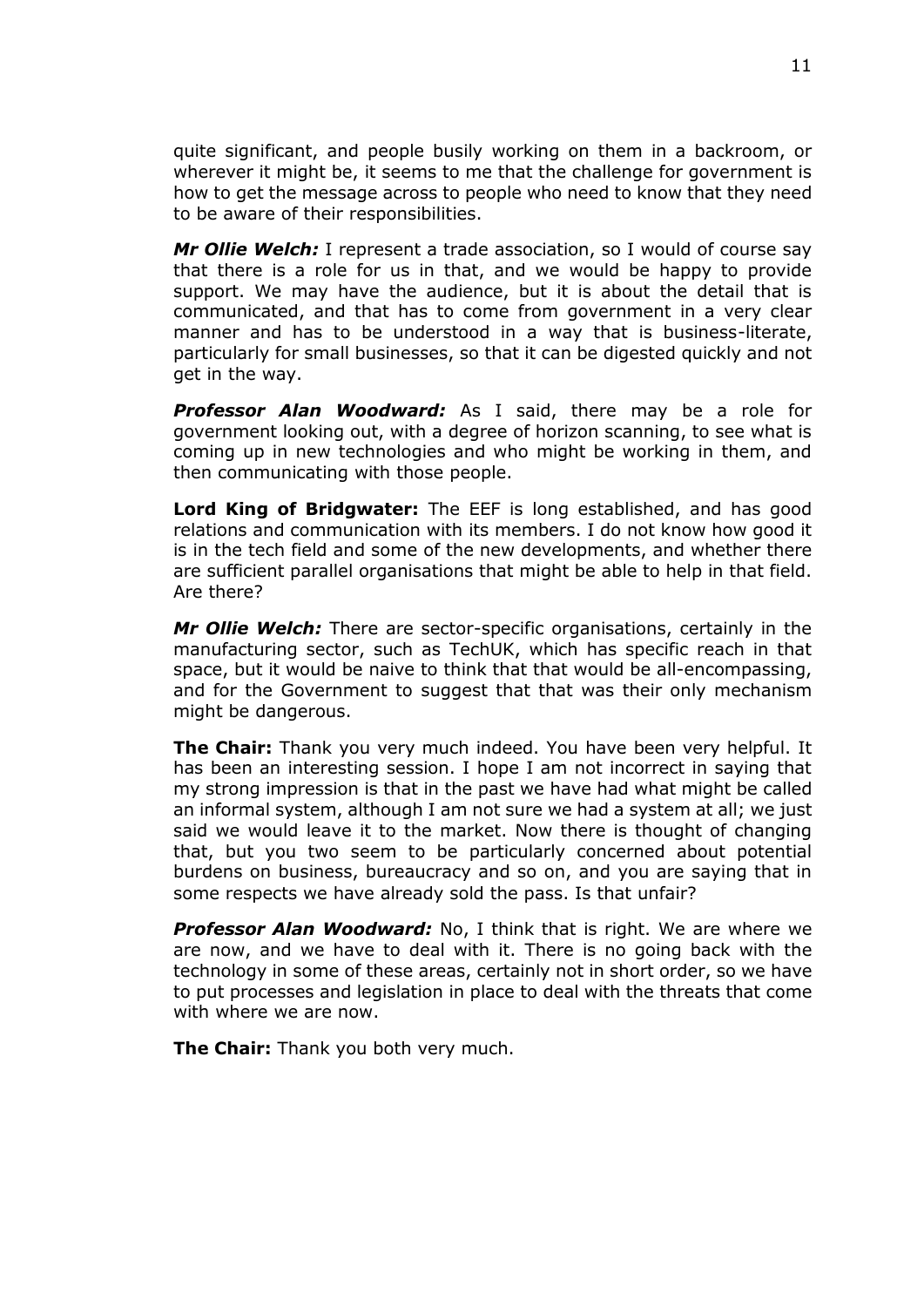quite significant, and people busily working on them in a backroom, or wherever it might be, it seems to me that the challenge for government is how to get the message across to people who need to know that they need to be aware of their responsibilities.

***Mr Ollie Welch:*** I represent a trade association, so I would of course say that there is a role for us in that, and we would be happy to provide support. We may have the audience, but it is about the detail that is communicated, and that has to come from government in a very clear manner and has to be understood in a way that is business-literate, particularly for small businesses, so that it can be digested quickly and not get in the way.

***Professor Alan Woodward:*** As I said, there may be a role for government looking out, with a degree of horizon scanning, to see what is coming up in new technologies and who might be working in them, and then communicating with those people.

**Lord King of Bridgwater:** The EEF is long established, and has good relations and communication with its members. I do not know how good it is in the tech field and some of the new developments, and whether there are sufficient parallel organisations that might be able to help in that field. Are there?

***Mr Ollie Welch:*** There are sector-specific organisations, certainly in the manufacturing sector, such as TechUK, which has specific reach in that space, but it would be naive to think that that would be all-encompassing, and for the Government to suggest that that was their only mechanism might be dangerous.

**The Chair:** Thank you very much indeed. You have been very helpful. It has been an interesting session. I hope I am not incorrect in saying that my strong impression is that in the past we have had what might be called an informal system, although I am not sure we had a system at all; we just said we would leave it to the market. Now there is thought of changing that, but you two seem to be particularly concerned about potential burdens on business, bureaucracy and so on, and you are saying that in some respects we have already sold the pass. Is that unfair?

***Professor Alan Woodward:*** No, I think that is right. We are where we are now, and we have to deal with it. There is no going back with the technology in some of these areas, certainly not in short order, so we have to put processes and legislation in place to deal with the threats that come with where we are now.

**The Chair:** Thank you both very much.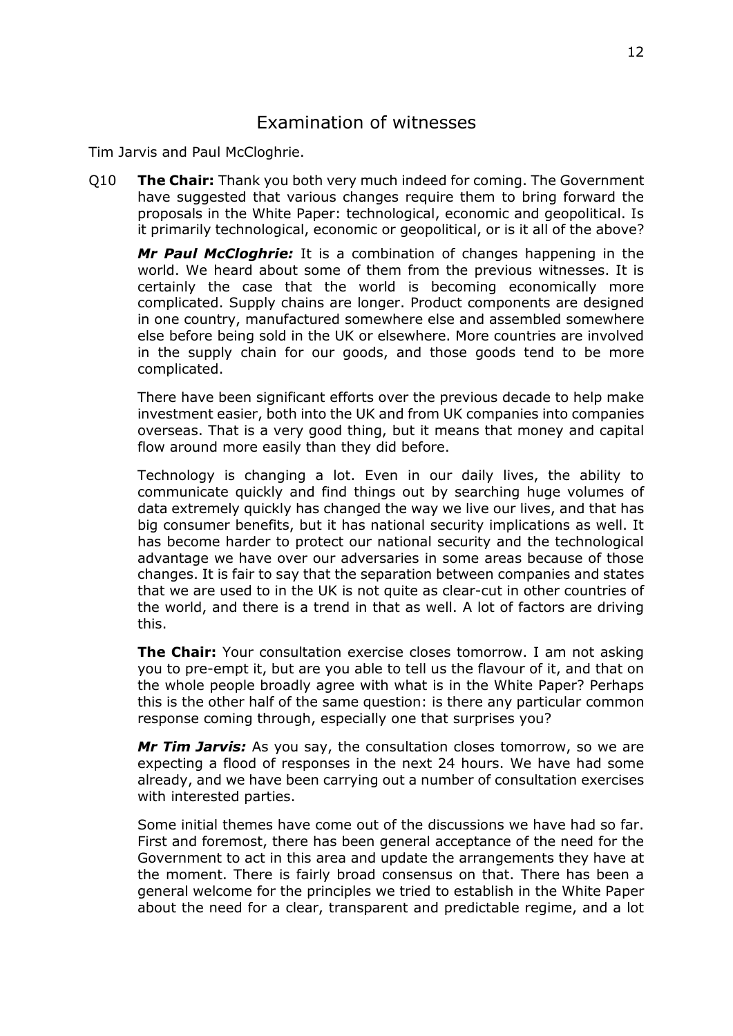## Examination of witnesses

Tim Jarvis and Paul McCloghrie.

Q10 **The Chair:** Thank you both very much indeed for coming. The Government have suggested that various changes require them to bring forward the proposals in the White Paper: technological, economic and geopolitical. Is it primarily technological, economic or geopolitical, or is it all of the above?

***Mr Paul McCloghrie:*** It is a combination of changes happening in the world. We heard about some of them from the previous witnesses. It is certainly the case that the world is becoming economically more complicated. Supply chains are longer. Product components are designed in one country, manufactured somewhere else and assembled somewhere else before being sold in the UK or elsewhere. More countries are involved in the supply chain for our goods, and those goods tend to be more complicated.

There have been significant efforts over the previous decade to help make investment easier, both into the UK and from UK companies into companies overseas. That is a very good thing, but it means that money and capital flow around more easily than they did before.

Technology is changing a lot. Even in our daily lives, the ability to communicate quickly and find things out by searching huge volumes of data extremely quickly has changed the way we live our lives, and that has big consumer benefits, but it has national security implications as well. It has become harder to protect our national security and the technological advantage we have over our adversaries in some areas because of those changes. It is fair to say that the separation between companies and states that we are used to in the UK is not quite as clear-cut in other countries of the world, and there is a trend in that as well. A lot of factors are driving this.

**The Chair:** Your consultation exercise closes tomorrow. I am not asking you to pre-empt it, but are you able to tell us the flavour of it, and that on the whole people broadly agree with what is in the White Paper? Perhaps this is the other half of the same question: is there any particular common response coming through, especially one that surprises you?

***Mr Tim Jarvis:*** As you say, the consultation closes tomorrow, so we are expecting a flood of responses in the next 24 hours. We have had some already, and we have been carrying out a number of consultation exercises with interested parties.

Some initial themes have come out of the discussions we have had so far. First and foremost, there has been general acceptance of the need for the Government to act in this area and update the arrangements they have at the moment. There is fairly broad consensus on that. There has been a general welcome for the principles we tried to establish in the White Paper about the need for a clear, transparent and predictable regime, and a lot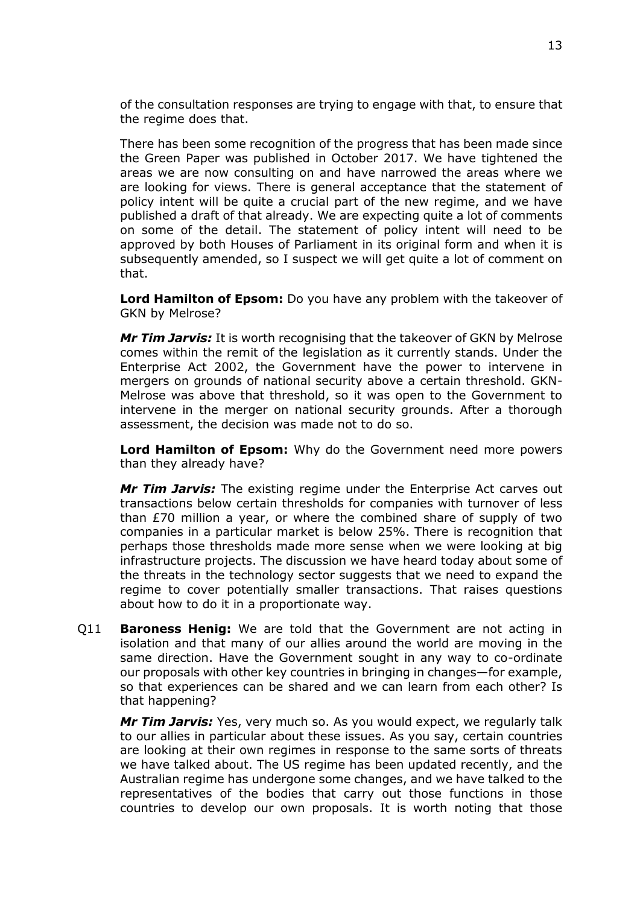of the consultation responses are trying to engage with that, to ensure that the regime does that.

There has been some recognition of the progress that has been made since the Green Paper was published in October 2017. We have tightened the areas we are now consulting on and have narrowed the areas where we are looking for views. There is general acceptance that the statement of policy intent will be quite a crucial part of the new regime, and we have published a draft of that already. We are expecting quite a lot of comments on some of the detail. The statement of policy intent will need to be approved by both Houses of Parliament in its original form and when it is subsequently amended, so I suspect we will get quite a lot of comment on that.

**Lord Hamilton of Epsom:** Do you have any problem with the takeover of GKN by Melrose?

***Mr Tim Jarvis:*** It is worth recognising that the takeover of GKN by Melrose comes within the remit of the legislation as it currently stands. Under the Enterprise Act 2002, the Government have the power to intervene in mergers on grounds of national security above a certain threshold. GKN-Melrose was above that threshold, so it was open to the Government to intervene in the merger on national security grounds. After a thorough assessment, the decision was made not to do so.

**Lord Hamilton of Epsom:** Why do the Government need more powers than they already have?

***Mr Tim Jarvis:*** The existing regime under the Enterprise Act carves out transactions below certain thresholds for companies with turnover of less than £70 million a year, or where the combined share of supply of two companies in a particular market is below 25%. There is recognition that perhaps those thresholds made more sense when we were looking at big infrastructure projects. The discussion we have heard today about some of the threats in the technology sector suggests that we need to expand the regime to cover potentially smaller transactions. That raises questions about how to do it in a proportionate way.

Q11 **Baroness Henig:** We are told that the Government are not acting in isolation and that many of our allies around the world are moving in the same direction. Have the Government sought in any way to co-ordinate our proposals with other key countries in bringing in changes—for example, so that experiences can be shared and we can learn from each other? Is that happening?

***Mr Tim Jarvis:*** Yes, very much so. As you would expect, we regularly talk to our allies in particular about these issues. As you say, certain countries are looking at their own regimes in response to the same sorts of threats we have talked about. The US regime has been updated recently, and the Australian regime has undergone some changes, and we have talked to the representatives of the bodies that carry out those functions in those countries to develop our own proposals. It is worth noting that those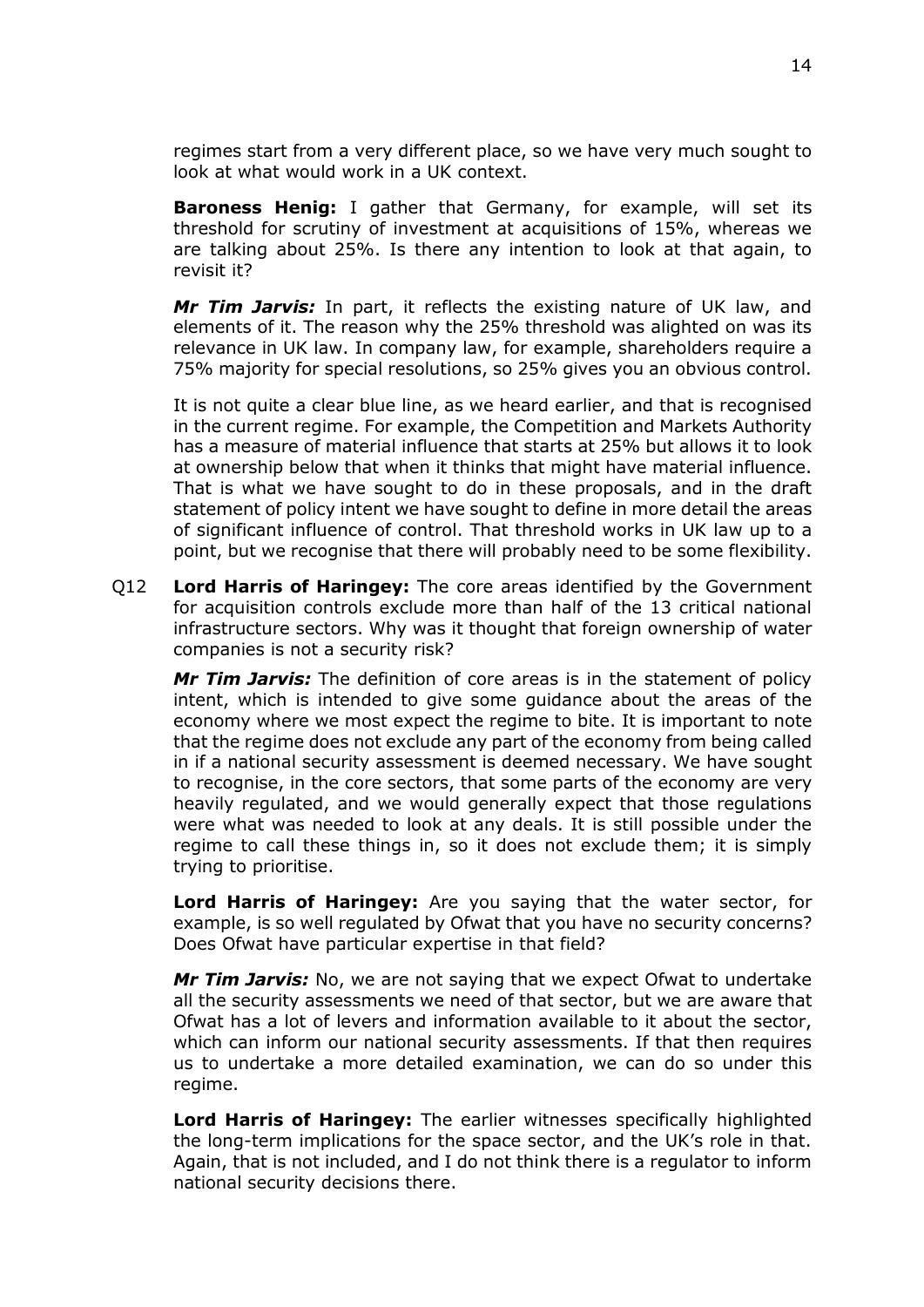regimes start from a very different place, so we have very much sought to look at what would work in a UK context.

**Baroness Henig:** I gather that Germany, for example, will set its threshold for scrutiny of investment at acquisitions of 15%, whereas we are talking about 25%. Is there any intention to look at that again, to revisit it?

***Mr Tim Jarvis:*** In part, it reflects the existing nature of UK law, and elements of it. The reason why the 25% threshold was alighted on was its relevance in UK law. In company law, for example, shareholders require a 75% majority for special resolutions, so 25% gives you an obvious control.

It is not quite a clear blue line, as we heard earlier, and that is recognised in the current regime. For example, the Competition and Markets Authority has a measure of material influence that starts at 25% but allows it to look at ownership below that when it thinks that might have material influence. That is what we have sought to do in these proposals, and in the draft statement of policy intent we have sought to define in more detail the areas of significant influence of control. That threshold works in UK law up to a point, but we recognise that there will probably need to be some flexibility.

Q12 **Lord Harris of Haringey:** The core areas identified by the Government for acquisition controls exclude more than half of the 13 critical national infrastructure sectors. Why was it thought that foreign ownership of water companies is not a security risk?

***Mr Tim Jarvis:*** The definition of core areas is in the statement of policy intent, which is intended to give some guidance about the areas of the economy where we most expect the regime to bite. It is important to note that the regime does not exclude any part of the economy from being called in if a national security assessment is deemed necessary. We have sought to recognise, in the core sectors, that some parts of the economy are very heavily regulated, and we would generally expect that those regulations were what was needed to look at any deals. It is still possible under the regime to call these things in, so it does not exclude them; it is simply trying to prioritise.

**Lord Harris of Haringey:** Are you saying that the water sector, for example, is so well regulated by Ofwat that you have no security concerns? Does Ofwat have particular expertise in that field?

***Mr Tim Jarvis:*** No, we are not saying that we expect Ofwat to undertake all the security assessments we need of that sector, but we are aware that Ofwat has a lot of levers and information available to it about the sector, which can inform our national security assessments. If that then requires us to undertake a more detailed examination, we can do so under this regime.

**Lord Harris of Haringey:** The earlier witnesses specifically highlighted the long-term implications for the space sector, and the UK's role in that. Again, that is not included, and I do not think there is a regulator to inform national security decisions there.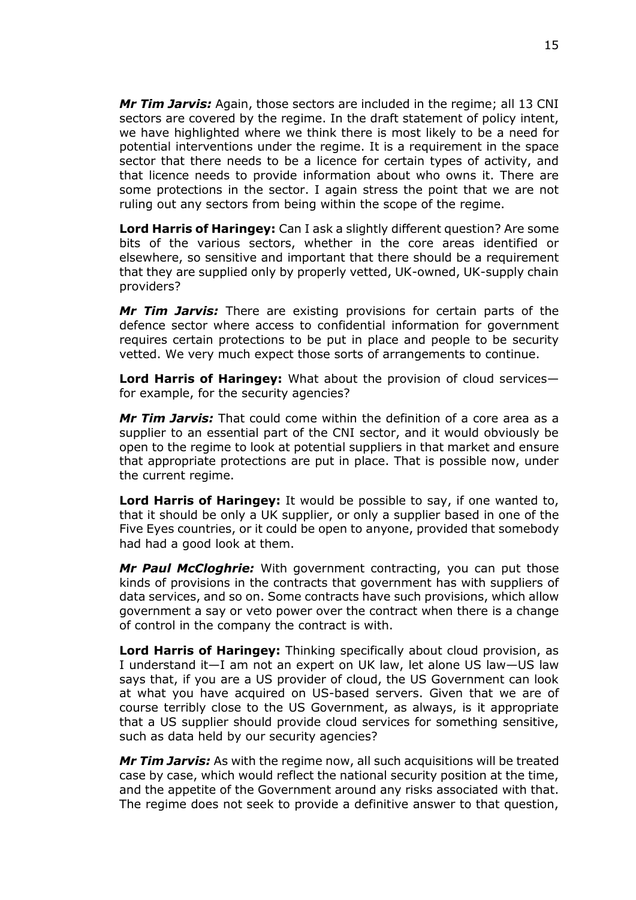***Mr Tim Jarvis:*** Again, those sectors are included in the regime; all 13 CNI sectors are covered by the regime. In the draft statement of policy intent, we have highlighted where we think there is most likely to be a need for potential interventions under the regime. It is a requirement in the space sector that there needs to be a licence for certain types of activity, and that licence needs to provide information about who owns it. There are some protections in the sector. I again stress the point that we are not ruling out any sectors from being within the scope of the regime.

**Lord Harris of Haringey:** Can I ask a slightly different question? Are some bits of the various sectors, whether in the core areas identified or elsewhere, so sensitive and important that there should be a requirement that they are supplied only by properly vetted, UK-owned, UK-supply chain providers?

***Mr Tim Jarvis:*** There are existing provisions for certain parts of the defence sector where access to confidential information for government requires certain protections to be put in place and people to be security vetted. We very much expect those sorts of arrangements to continue.

**Lord Harris of Haringey:** What about the provision of cloud services—for example, for the security agencies?

***Mr Tim Jarvis:*** That could come within the definition of a core area as a supplier to an essential part of the CNI sector, and it would obviously be open to the regime to look at potential suppliers in that market and ensure that appropriate protections are put in place. That is possible now, under the current regime.

**Lord Harris of Haringey:** It would be possible to say, if one wanted to, that it should be only a UK supplier, or only a supplier based in one of the Five Eyes countries, or it could be open to anyone, provided that somebody had had a good look at them.

***Mr Paul McCloghrie:*** With government contracting, you can put those kinds of provisions in the contracts that government has with suppliers of data services, and so on. Some contracts have such provisions, which allow government a say or veto power over the contract when there is a change of control in the company the contract is with.

**Lord Harris of Haringey:** Thinking specifically about cloud provision, as I understand it—I am not an expert on UK law, let alone US law—US law says that, if you are a US provider of cloud, the US Government can look at what you have acquired on US-based servers. Given that we are of course terribly close to the US Government, as always, is it appropriate that a US supplier should provide cloud services for something sensitive, such as data held by our security agencies?

***Mr Tim Jarvis:*** As with the regime now, all such acquisitions will be treated case by case, which would reflect the national security position at the time, and the appetite of the Government around any risks associated with that. The regime does not seek to provide a definitive answer to that question,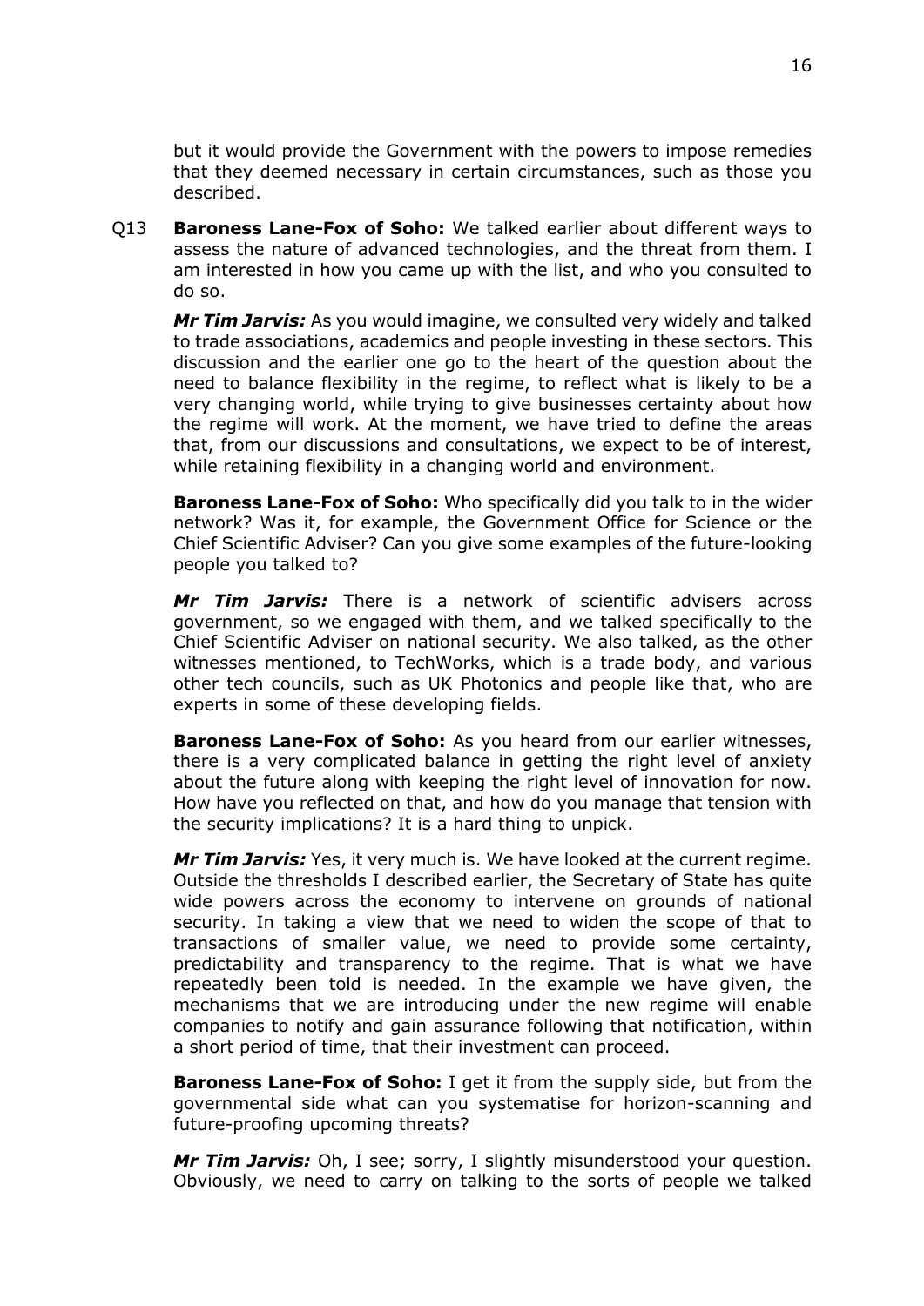but it would provide the Government with the powers to impose remedies that they deemed necessary in certain circumstances, such as those you described.

Q13 **Baroness Lane-Fox of Soho:** We talked earlier about different ways to assess the nature of advanced technologies, and the threat from them. I am interested in how you came up with the list, and who you consulted to do so.

***Mr Tim Jarvis:*** As you would imagine, we consulted very widely and talked to trade associations, academics and people investing in these sectors. This discussion and the earlier one go to the heart of the question about the need to balance flexibility in the regime, to reflect what is likely to be a very changing world, while trying to give businesses certainty about how the regime will work. At the moment, we have tried to define the areas that, from our discussions and consultations, we expect to be of interest, while retaining flexibility in a changing world and environment.

**Baroness Lane-Fox of Soho:** Who specifically did you talk to in the wider network? Was it, for example, the Government Office for Science or the Chief Scientific Adviser? Can you give some examples of the future-looking people you talked to?

***Mr Tim Jarvis:*** There is a network of scientific advisers across government, so we engaged with them, and we talked specifically to the Chief Scientific Adviser on national security. We also talked, as the other witnesses mentioned, to TechWorks, which is a trade body, and various other tech councils, such as UK Photonics and people like that, who are experts in some of these developing fields.

**Baroness Lane-Fox of Soho:** As you heard from our earlier witnesses, there is a very complicated balance in getting the right level of anxiety about the future along with keeping the right level of innovation for now. How have you reflected on that, and how do you manage that tension with the security implications? It is a hard thing to unpick.

***Mr Tim Jarvis:*** Yes, it very much is. We have looked at the current regime. Outside the thresholds I described earlier, the Secretary of State has quite wide powers across the economy to intervene on grounds of national security. In taking a view that we need to widen the scope of that to transactions of smaller value, we need to provide some certainty, predictability and transparency to the regime. That is what we have repeatedly been told is needed. In the example we have given, the mechanisms that we are introducing under the new regime will enable companies to notify and gain assurance following that notification, within a short period of time, that their investment can proceed.

**Baroness Lane-Fox of Soho:** I get it from the supply side, but from the governmental side what can you systematise for horizon-scanning and future-proofing upcoming threats?

***Mr Tim Jarvis:*** Oh, I see; sorry, I slightly misunderstood your question. Obviously, we need to carry on talking to the sorts of people we talked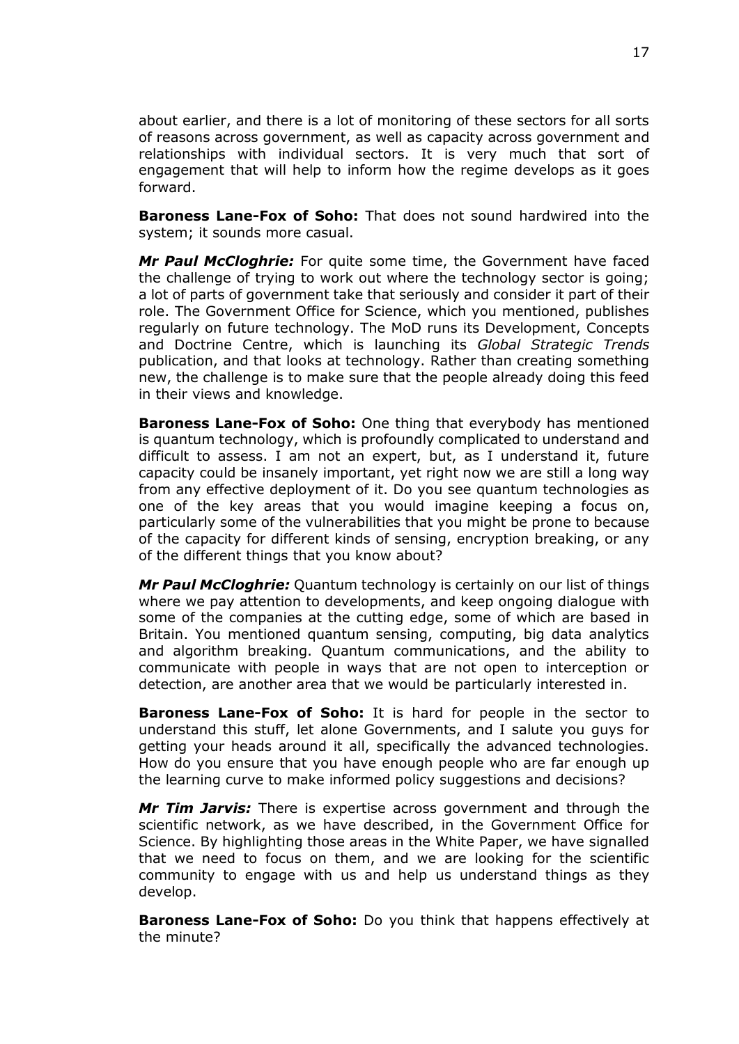about earlier, and there is a lot of monitoring of these sectors for all sorts of reasons across government, as well as capacity across government and relationships with individual sectors. It is very much that sort of engagement that will help to inform how the regime develops as it goes forward.

**Baroness Lane-Fox of Soho:** That does not sound hardwired into the system; it sounds more casual.

***Mr Paul McCloghrie:*** For quite some time, the Government have faced the challenge of trying to work out where the technology sector is going; a lot of parts of government take that seriously and consider it part of their role. The Government Office for Science, which you mentioned, publishes regularly on future technology. The MoD runs its Development, Concepts and Doctrine Centre, which is launching its *Global Strategic Trends* publication, and that looks at technology. Rather than creating something new, the challenge is to make sure that the people already doing this feed in their views and knowledge.

**Baroness Lane-Fox of Soho:** One thing that everybody has mentioned is quantum technology, which is profoundly complicated to understand and difficult to assess. I am not an expert, but, as I understand it, future capacity could be insanely important, yet right now we are still a long way from any effective deployment of it. Do you see quantum technologies as one of the key areas that you would imagine keeping a focus on, particularly some of the vulnerabilities that you might be prone to because of the capacity for different kinds of sensing, encryption breaking, or any of the different things that you know about?

***Mr Paul McCloghrie:*** Quantum technology is certainly on our list of things where we pay attention to developments, and keep ongoing dialogue with some of the companies at the cutting edge, some of which are based in Britain. You mentioned quantum sensing, computing, big data analytics and algorithm breaking. Quantum communications, and the ability to communicate with people in ways that are not open to interception or detection, are another area that we would be particularly interested in.

**Baroness Lane-Fox of Soho:** It is hard for people in the sector to understand this stuff, let alone Governments, and I salute you guys for getting your heads around it all, specifically the advanced technologies. How do you ensure that you have enough people who are far enough up the learning curve to make informed policy suggestions and decisions?

***Mr Tim Jarvis:*** There is expertise across government and through the scientific network, as we have described, in the Government Office for Science. By highlighting those areas in the White Paper, we have signalled that we need to focus on them, and we are looking for the scientific community to engage with us and help us understand things as they develop.

**Baroness Lane-Fox of Soho:** Do you think that happens effectively at the minute?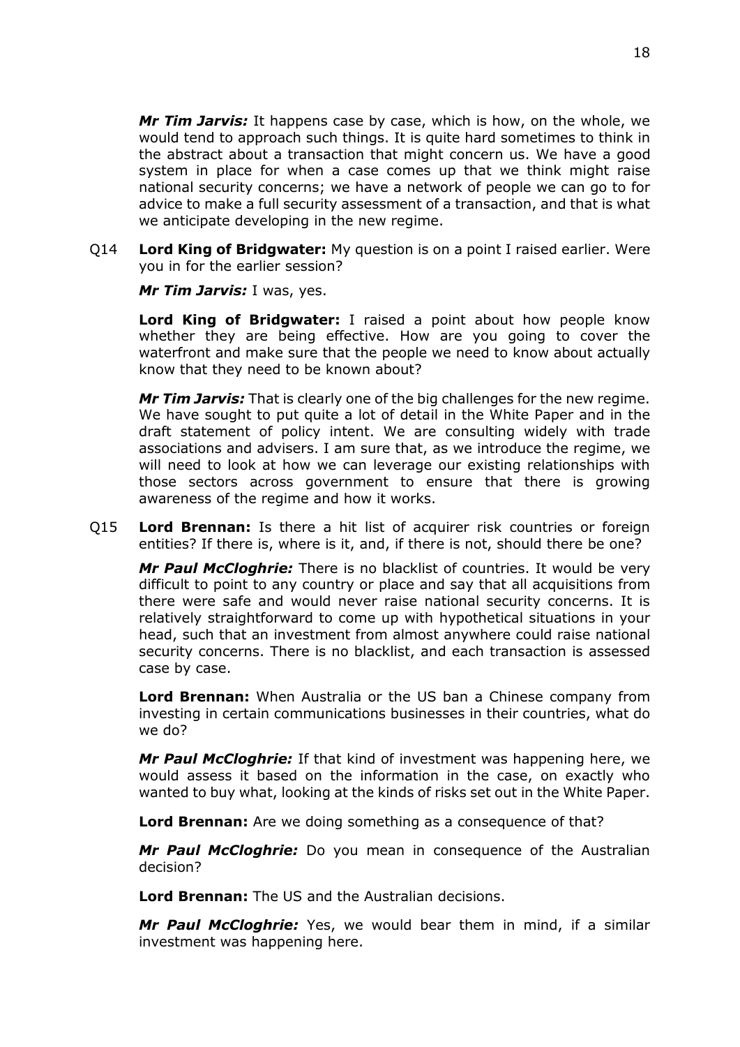***Mr Tim Jarvis:*** It happens case by case, which is how, on the whole, we would tend to approach such things. It is quite hard sometimes to think in the abstract about a transaction that might concern us. We have a good system in place for when a case comes up that we think might raise national security concerns; we have a network of people we can go to for advice to make a full security assessment of a transaction, and that is what we anticipate developing in the new regime.

Q14 **Lord King of Bridgwater:** My question is on a point I raised earlier. Were you in for the earlier session?

***Mr Tim Jarvis:*** I was, yes.

**Lord King of Bridgwater:** I raised a point about how people know whether they are being effective. How are you going to cover the waterfront and make sure that the people we need to know about actually know that they need to be known about?

***Mr Tim Jarvis:*** That is clearly one of the big challenges for the new regime. We have sought to put quite a lot of detail in the White Paper and in the draft statement of policy intent. We are consulting widely with trade associations and advisers. I am sure that, as we introduce the regime, we will need to look at how we can leverage our existing relationships with those sectors across government to ensure that there is growing awareness of the regime and how it works.

Q15 **Lord Brennan:** Is there a hit list of acquirer risk countries or foreign entities? If there is, where is it, and, if there is not, should there be one?

***Mr Paul McCloghrie:*** There is no blacklist of countries. It would be very difficult to point to any country or place and say that all acquisitions from there were safe and would never raise national security concerns. It is relatively straightforward to come up with hypothetical situations in your head, such that an investment from almost anywhere could raise national security concerns. There is no blacklist, and each transaction is assessed case by case.

**Lord Brennan:** When Australia or the US ban a Chinese company from investing in certain communications businesses in their countries, what do we do?

***Mr Paul McCloghrie:*** If that kind of investment was happening here, we would assess it based on the information in the case, on exactly who wanted to buy what, looking at the kinds of risks set out in the White Paper.

**Lord Brennan:** Are we doing something as a consequence of that?

***Mr Paul McCloghrie:*** Do you mean in consequence of the Australian decision?

**Lord Brennan:** The US and the Australian decisions.

***Mr Paul McCloghrie:*** Yes, we would bear them in mind, if a similar investment was happening here.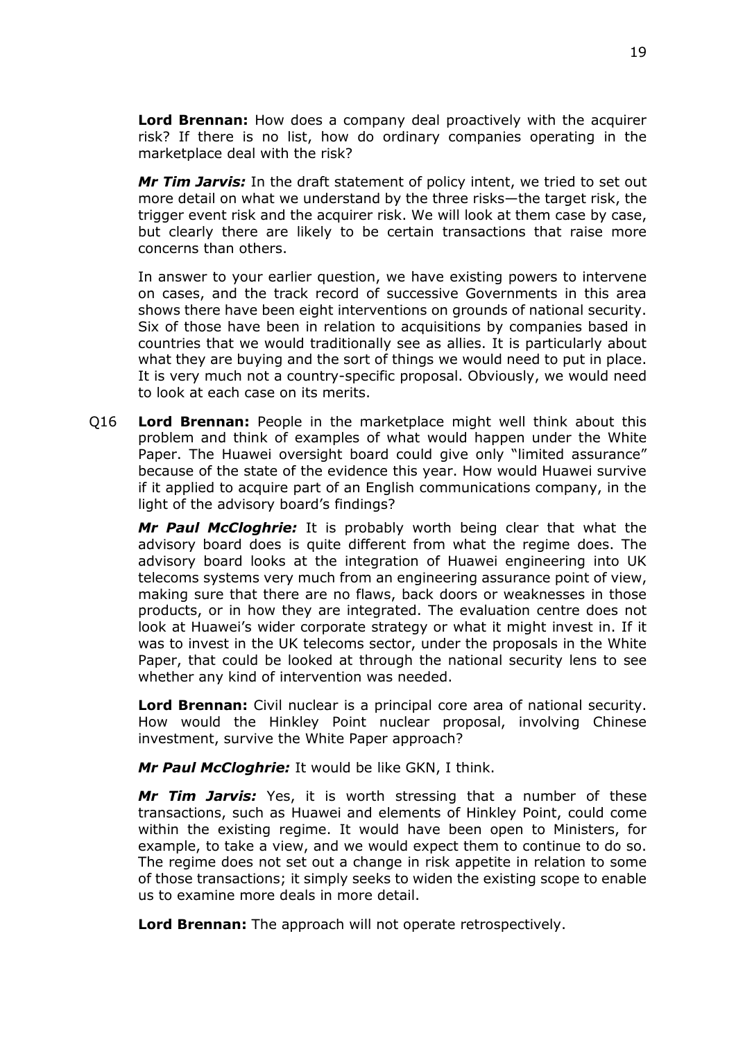**Lord Brennan:** How does a company deal proactively with the acquirer risk? If there is no list, how do ordinary companies operating in the marketplace deal with the risk?

***Mr Tim Jarvis:*** In the draft statement of policy intent, we tried to set out more detail on what we understand by the three risks—the target risk, the trigger event risk and the acquirer risk. We will look at them case by case, but clearly there are likely to be certain transactions that raise more concerns than others.

In answer to your earlier question, we have existing powers to intervene on cases, and the track record of successive Governments in this area shows there have been eight interventions on grounds of national security. Six of those have been in relation to acquisitions by companies based in countries that we would traditionally see as allies. It is particularly about what they are buying and the sort of things we would need to put in place. It is very much not a country-specific proposal. Obviously, we would need to look at each case on its merits.

Q16 **Lord Brennan:** People in the marketplace might well think about this problem and think of examples of what would happen under the White Paper. The Huawei oversight board could give only "limited assurance" because of the state of the evidence this year. How would Huawei survive if it applied to acquire part of an English communications company, in the light of the advisory board's findings?

***Mr Paul McCloghrie:*** It is probably worth being clear that what the advisory board does is quite different from what the regime does. The advisory board looks at the integration of Huawei engineering into UK telecoms systems very much from an engineering assurance point of view, making sure that there are no flaws, back doors or weaknesses in those products, or in how they are integrated. The evaluation centre does not look at Huawei's wider corporate strategy or what it might invest in. If it was to invest in the UK telecoms sector, under the proposals in the White Paper, that could be looked at through the national security lens to see whether any kind of intervention was needed.

**Lord Brennan:** Civil nuclear is a principal core area of national security. How would the Hinkley Point nuclear proposal, involving Chinese investment, survive the White Paper approach?

***Mr Paul McCloghrie:*** It would be like GKN, I think.

***Mr Tim Jarvis:*** Yes, it is worth stressing that a number of these transactions, such as Huawei and elements of Hinkley Point, could come within the existing regime. It would have been open to Ministers, for example, to take a view, and we would expect them to continue to do so. The regime does not set out a change in risk appetite in relation to some of those transactions; it simply seeks to widen the existing scope to enable us to examine more deals in more detail.

**Lord Brennan:** The approach will not operate retrospectively.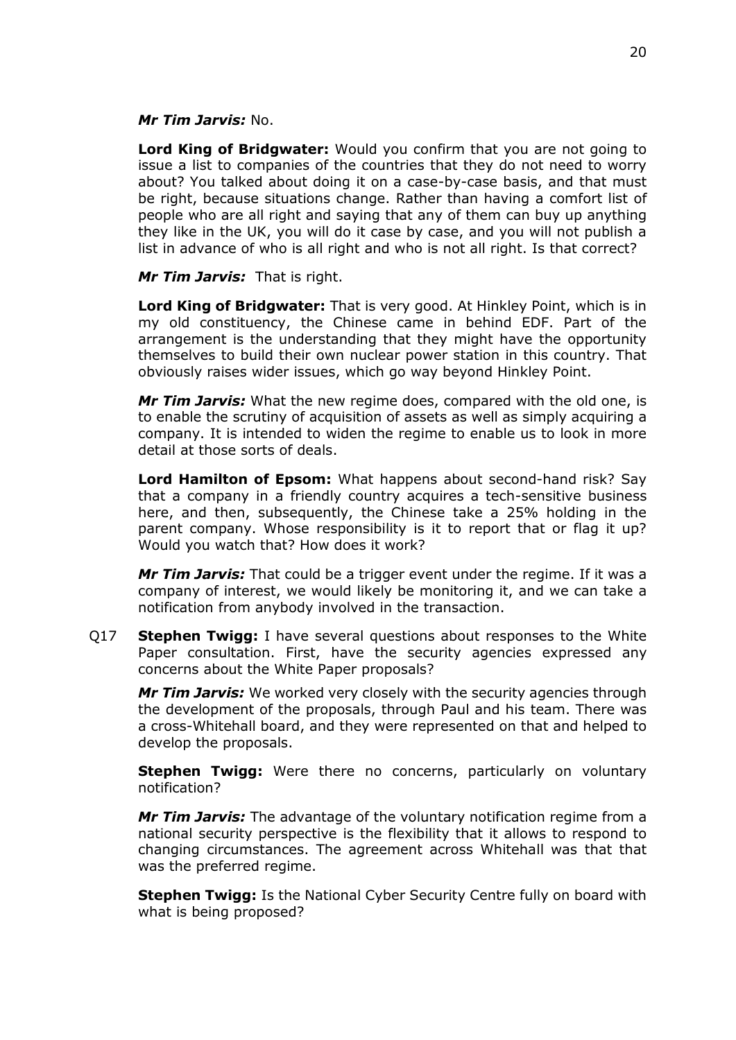***Mr Tim Jarvis:*** No.

**Lord King of Bridgwater:** Would you confirm that you are not going to issue a list to companies of the countries that they do not need to worry about? You talked about doing it on a case-by-case basis, and that must be right, because situations change. Rather than having a comfort list of people who are all right and saying that any of them can buy up anything they like in the UK, you will do it case by case, and you will not publish a list in advance of who is all right and who is not all right. Is that correct?

***Mr Tim Jarvis:*** That is right.

**Lord King of Bridgwater:** That is very good. At Hinkley Point, which is in my old constituency, the Chinese came in behind EDF. Part of the arrangement is the understanding that they might have the opportunity themselves to build their own nuclear power station in this country. That obviously raises wider issues, which go way beyond Hinkley Point.

***Mr Tim Jarvis:*** What the new regime does, compared with the old one, is to enable the scrutiny of acquisition of assets as well as simply acquiring a company. It is intended to widen the regime to enable us to look in more detail at those sorts of deals.

**Lord Hamilton of Epsom:** What happens about second-hand risk? Say that a company in a friendly country acquires a tech-sensitive business here, and then, subsequently, the Chinese take a 25% holding in the parent company. Whose responsibility is it to report that or flag it up? Would you watch that? How does it work?

***Mr Tim Jarvis:*** That could be a trigger event under the regime. If it was a company of interest, we would likely be monitoring it, and we can take a notification from anybody involved in the transaction.

Q17 **Stephen Twigg:** I have several questions about responses to the White Paper consultation. First, have the security agencies expressed any concerns about the White Paper proposals?

***Mr Tim Jarvis:*** We worked very closely with the security agencies through the development of the proposals, through Paul and his team. There was a cross-Whitehall board, and they were represented on that and helped to develop the proposals.

**Stephen Twigg:** Were there no concerns, particularly on voluntary notification?

***Mr Tim Jarvis:*** The advantage of the voluntary notification regime from a national security perspective is the flexibility that it allows to respond to changing circumstances. The agreement across Whitehall was that that was the preferred regime.

**Stephen Twigg:** Is the National Cyber Security Centre fully on board with what is being proposed?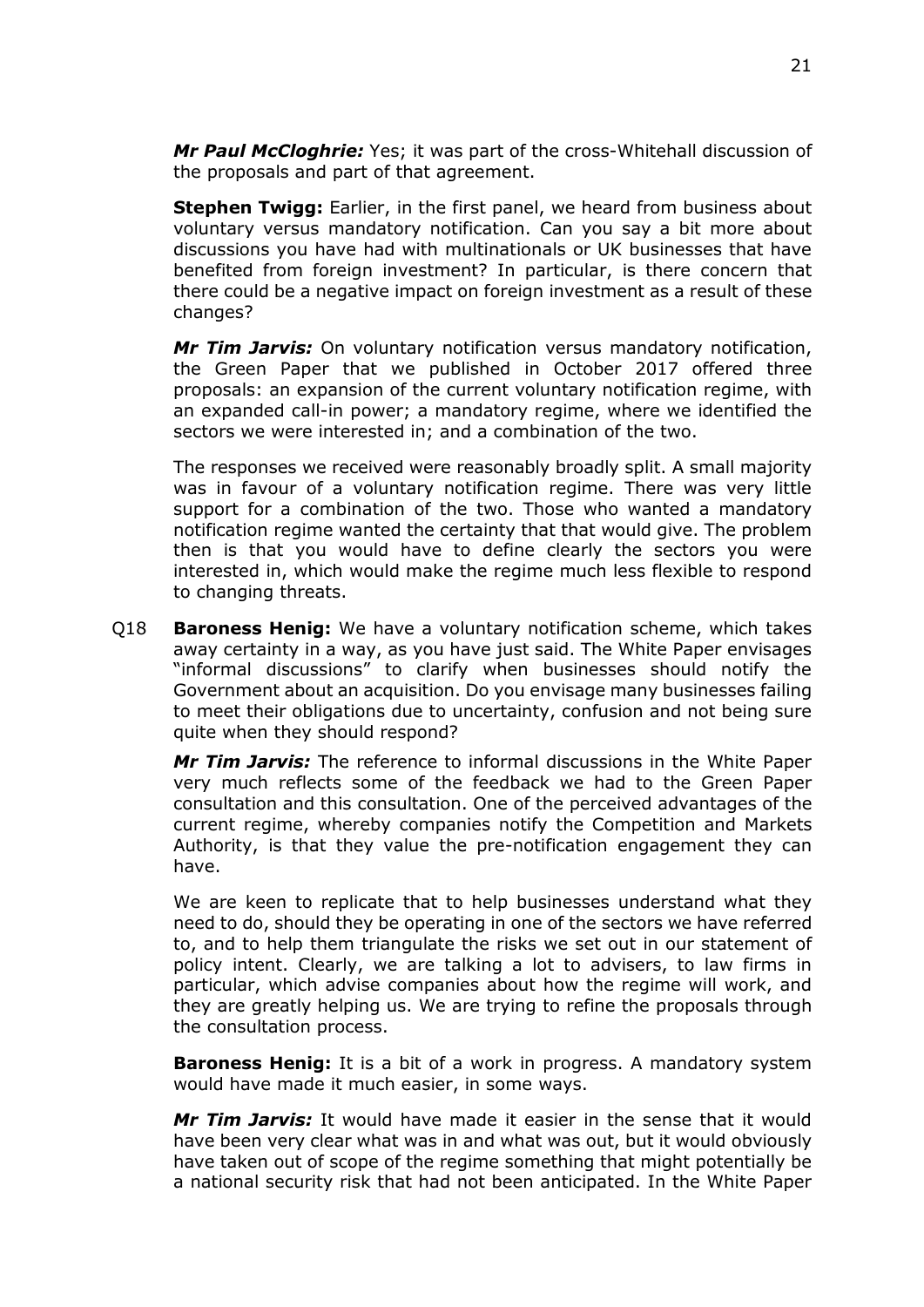***Mr Paul McCloghrie:*** Yes; it was part of the cross-Whitehall discussion of the proposals and part of that agreement.

**Stephen Twigg:** Earlier, in the first panel, we heard from business about voluntary versus mandatory notification. Can you say a bit more about discussions you have had with multinationals or UK businesses that have benefited from foreign investment? In particular, is there concern that there could be a negative impact on foreign investment as a result of these changes?

***Mr Tim Jarvis:*** On voluntary notification versus mandatory notification, the Green Paper that we published in October 2017 offered three proposals: an expansion of the current voluntary notification regime, with an expanded call-in power; a mandatory regime, where we identified the sectors we were interested in; and a combination of the two.

The responses we received were reasonably broadly split. A small majority was in favour of a voluntary notification regime. There was very little support for a combination of the two. Those who wanted a mandatory notification regime wanted the certainty that that would give. The problem then is that you would have to define clearly the sectors you were interested in, which would make the regime much less flexible to respond to changing threats.

Q18 **Baroness Henig:** We have a voluntary notification scheme, which takes away certainty in a way, as you have just said. The White Paper envisages "informal discussions" to clarify when businesses should notify the Government about an acquisition. Do you envisage many businesses failing to meet their obligations due to uncertainty, confusion and not being sure quite when they should respond?

***Mr Tim Jarvis:*** The reference to informal discussions in the White Paper very much reflects some of the feedback we had to the Green Paper consultation and this consultation. One of the perceived advantages of the current regime, whereby companies notify the Competition and Markets Authority, is that they value the pre-notification engagement they can have.

We are keen to replicate that to help businesses understand what they need to do, should they be operating in one of the sectors we have referred to, and to help them triangulate the risks we set out in our statement of policy intent. Clearly, we are talking a lot to advisers, to law firms in particular, which advise companies about how the regime will work, and they are greatly helping us. We are trying to refine the proposals through the consultation process.

**Baroness Henig:** It is a bit of a work in progress. A mandatory system would have made it much easier, in some ways.

***Mr Tim Jarvis:*** It would have made it easier in the sense that it would have been very clear what was in and what was out, but it would obviously have taken out of scope of the regime something that might potentially be a national security risk that had not been anticipated. In the White Paper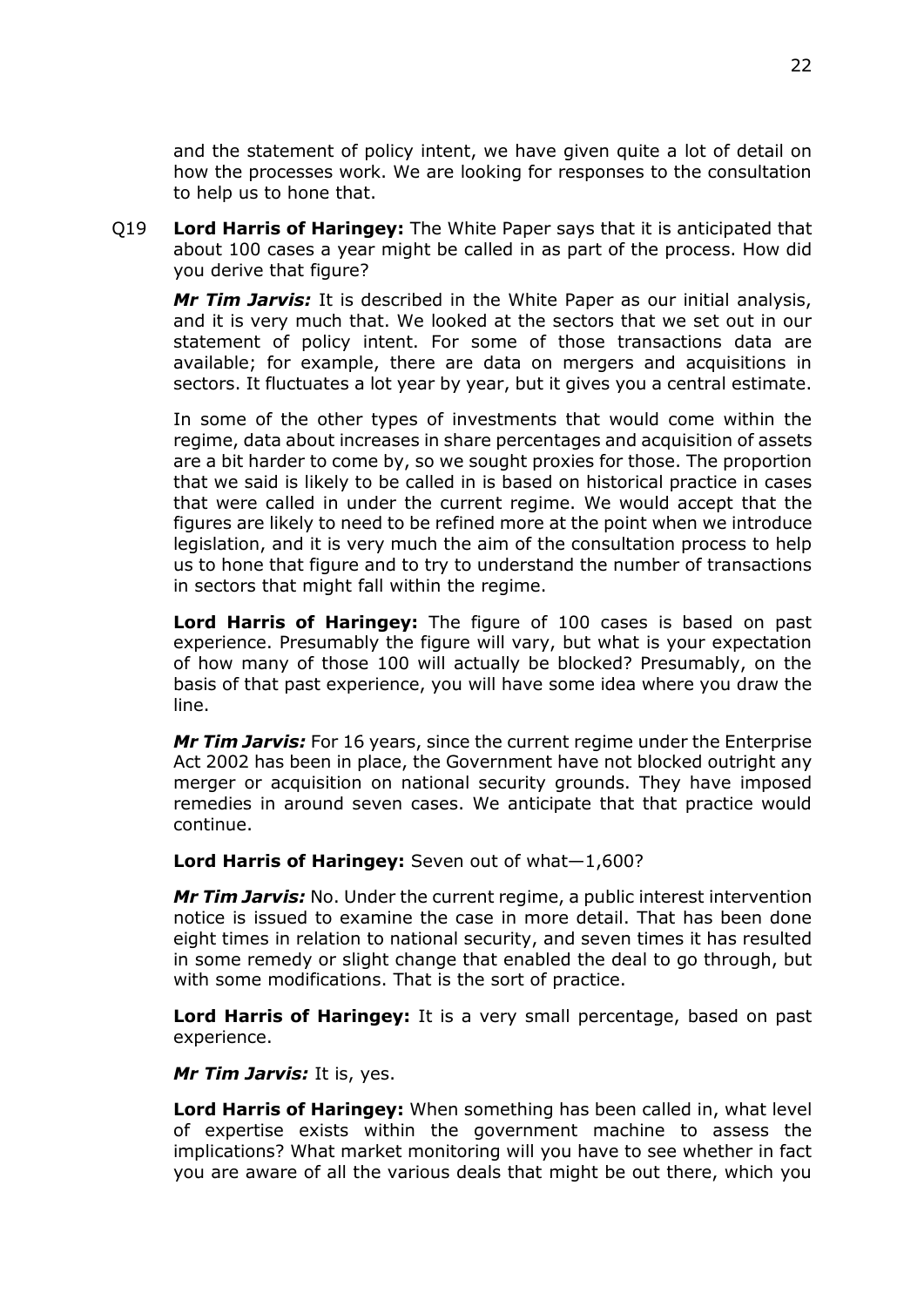and the statement of policy intent, we have given quite a lot of detail on how the processes work. We are looking for responses to the consultation to help us to hone that.

Q19 **Lord Harris of Haringey:** The White Paper says that it is anticipated that about 100 cases a year might be called in as part of the process. How did you derive that figure?

***Mr Tim Jarvis:*** It is described in the White Paper as our initial analysis, and it is very much that. We looked at the sectors that we set out in our statement of policy intent. For some of those transactions data are available; for example, there are data on mergers and acquisitions in sectors. It fluctuates a lot year by year, but it gives you a central estimate.

In some of the other types of investments that would come within the regime, data about increases in share percentages and acquisition of assets are a bit harder to come by, so we sought proxies for those. The proportion that we said is likely to be called in is based on historical practice in cases that were called in under the current regime. We would accept that the figures are likely to need to be refined more at the point when we introduce legislation, and it is very much the aim of the consultation process to help us to hone that figure and to try to understand the number of transactions in sectors that might fall within the regime.

**Lord Harris of Haringey:** The figure of 100 cases is based on past experience. Presumably the figure will vary, but what is your expectation of how many of those 100 will actually be blocked? Presumably, on the basis of that past experience, you will have some idea where you draw the line.

***Mr Tim Jarvis:*** For 16 years, since the current regime under the Enterprise Act 2002 has been in place, the Government have not blocked outright any merger or acquisition on national security grounds. They have imposed remedies in around seven cases. We anticipate that that practice would continue.

**Lord Harris of Haringey:** Seven out of what—1,600?

***Mr Tim Jarvis:*** No. Under the current regime, a public interest intervention notice is issued to examine the case in more detail. That has been done eight times in relation to national security, and seven times it has resulted in some remedy or slight change that enabled the deal to go through, but with some modifications. That is the sort of practice.

**Lord Harris of Haringey:** It is a very small percentage, based on past experience.

***Mr Tim Jarvis:*** It is, yes.

**Lord Harris of Haringey:** When something has been called in, what level of expertise exists within the government machine to assess the implications? What market monitoring will you have to see whether in fact you are aware of all the various deals that might be out there, which you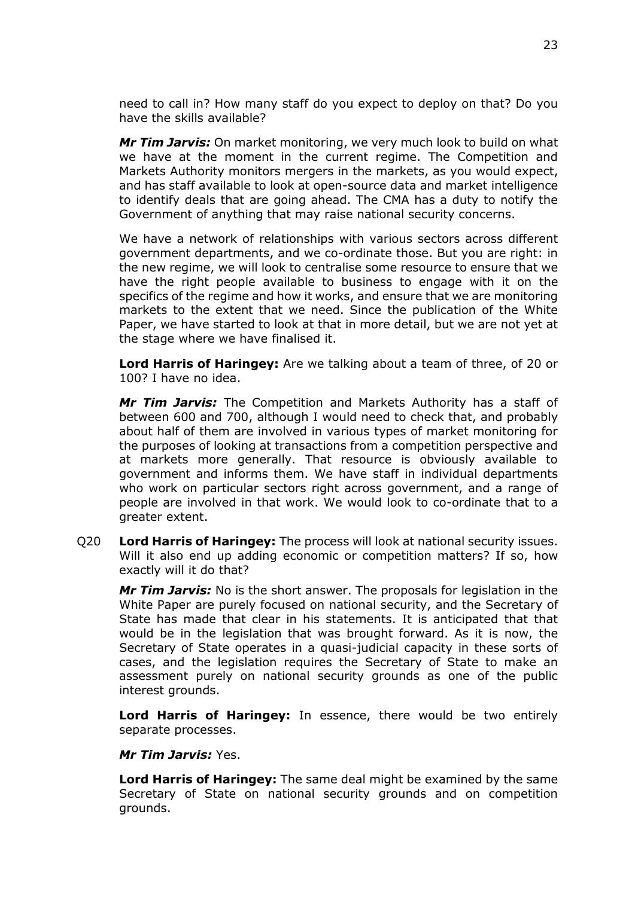need to call in? How many staff do you expect to deploy on that? Do you have the skills available?

***Mr Tim Jarvis:*** On market monitoring, we very much look to build on what we have at the moment in the current regime. The Competition and Markets Authority monitors mergers in the markets, as you would expect, and has staff available to look at open-source data and market intelligence to identify deals that are going ahead. The CMA has a duty to notify the Government of anything that may raise national security concerns.

We have a network of relationships with various sectors across different government departments, and we co-ordinate those. But you are right: in the new regime, we will look to centralise some resource to ensure that we have the right people available to business to engage with it on the specifics of the regime and how it works, and ensure that we are monitoring markets to the extent that we need. Since the publication of the White Paper, we have started to look at that in more detail, but we are not yet at the stage where we have finalised it.

**Lord Harris of Haringey:** Are we talking about a team of three, of 20 or 100? I have no idea.

***Mr Tim Jarvis:*** The Competition and Markets Authority has a staff of between 600 and 700, although I would need to check that, and probably about half of them are involved in various types of market monitoring for the purposes of looking at transactions from a competition perspective and at markets more generally. That resource is obviously available to government and informs them. We have staff in individual departments who work on particular sectors right across government, and a range of people are involved in that work. We would look to co-ordinate that to a greater extent.

Q20 **Lord Harris of Haringey:** The process will look at national security issues. Will it also end up adding economic or competition matters? If so, how exactly will it do that?

***Mr Tim Jarvis:*** No is the short answer. The proposals for legislation in the White Paper are purely focused on national security, and the Secretary of State has made that clear in his statements. It is anticipated that that would be in the legislation that was brought forward. As it is now, the Secretary of State operates in a quasi-judicial capacity in these sorts of cases, and the legislation requires the Secretary of State to make an assessment purely on national security grounds as one of the public interest grounds.

**Lord Harris of Haringey:** In essence, there would be two entirely separate processes.

***Mr Tim Jarvis:*** Yes.

**Lord Harris of Haringey:** The same deal might be examined by the same Secretary of State on national security grounds and on competition grounds.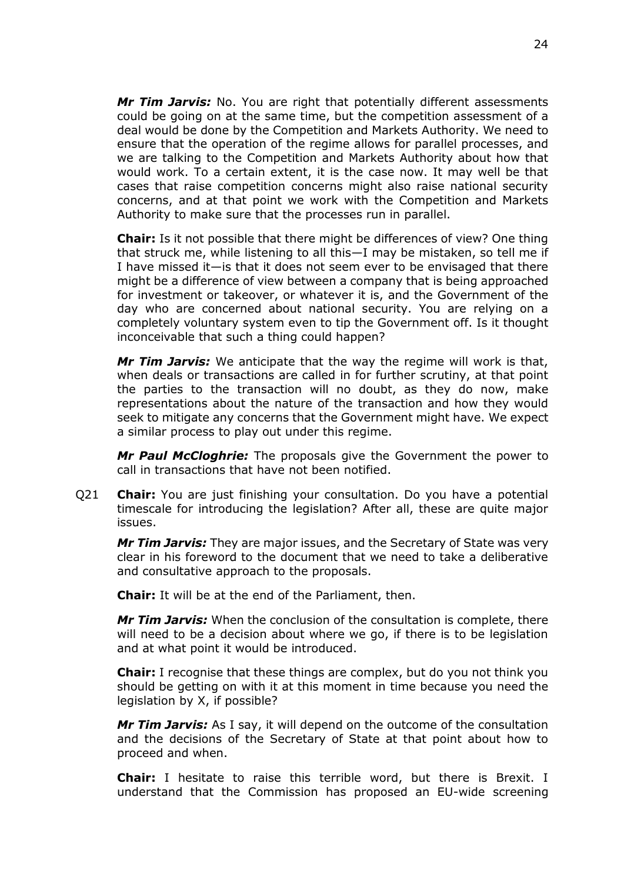***Mr Tim Jarvis:*** No. You are right that potentially different assessments could be going on at the same time, but the competition assessment of a deal would be done by the Competition and Markets Authority. We need to ensure that the operation of the regime allows for parallel processes, and we are talking to the Competition and Markets Authority about how that would work. To a certain extent, it is the case now. It may well be that cases that raise competition concerns might also raise national security concerns, and at that point we work with the Competition and Markets Authority to make sure that the processes run in parallel.

**Chair:** Is it not possible that there might be differences of view? One thing that struck me, while listening to all this—I may be mistaken, so tell me if I have missed it—is that it does not seem ever to be envisaged that there might be a difference of view between a company that is being approached for investment or takeover, or whatever it is, and the Government of the day who are concerned about national security. You are relying on a completely voluntary system even to tip the Government off. Is it thought inconceivable that such a thing could happen?

***Mr Tim Jarvis:*** We anticipate that the way the regime will work is that, when deals or transactions are called in for further scrutiny, at that point the parties to the transaction will no doubt, as they do now, make representations about the nature of the transaction and how they would seek to mitigate any concerns that the Government might have. We expect a similar process to play out under this regime.

***Mr Paul McCloghrie:*** The proposals give the Government the power to call in transactions that have not been notified.

Q21 **Chair:** You are just finishing your consultation. Do you have a potential timescale for introducing the legislation? After all, these are quite major issues.

***Mr Tim Jarvis:*** They are major issues, and the Secretary of State was very clear in his foreword to the document that we need to take a deliberative and consultative approach to the proposals.

**Chair:** It will be at the end of the Parliament, then.

***Mr Tim Jarvis:*** When the conclusion of the consultation is complete, there will need to be a decision about where we go, if there is to be legislation and at what point it would be introduced.

**Chair:** I recognise that these things are complex, but do you not think you should be getting on with it at this moment in time because you need the legislation by X, if possible?

***Mr Tim Jarvis:*** As I say, it will depend on the outcome of the consultation and the decisions of the Secretary of State at that point about how to proceed and when.

**Chair:** I hesitate to raise this terrible word, but there is Brexit. I understand that the Commission has proposed an EU-wide screening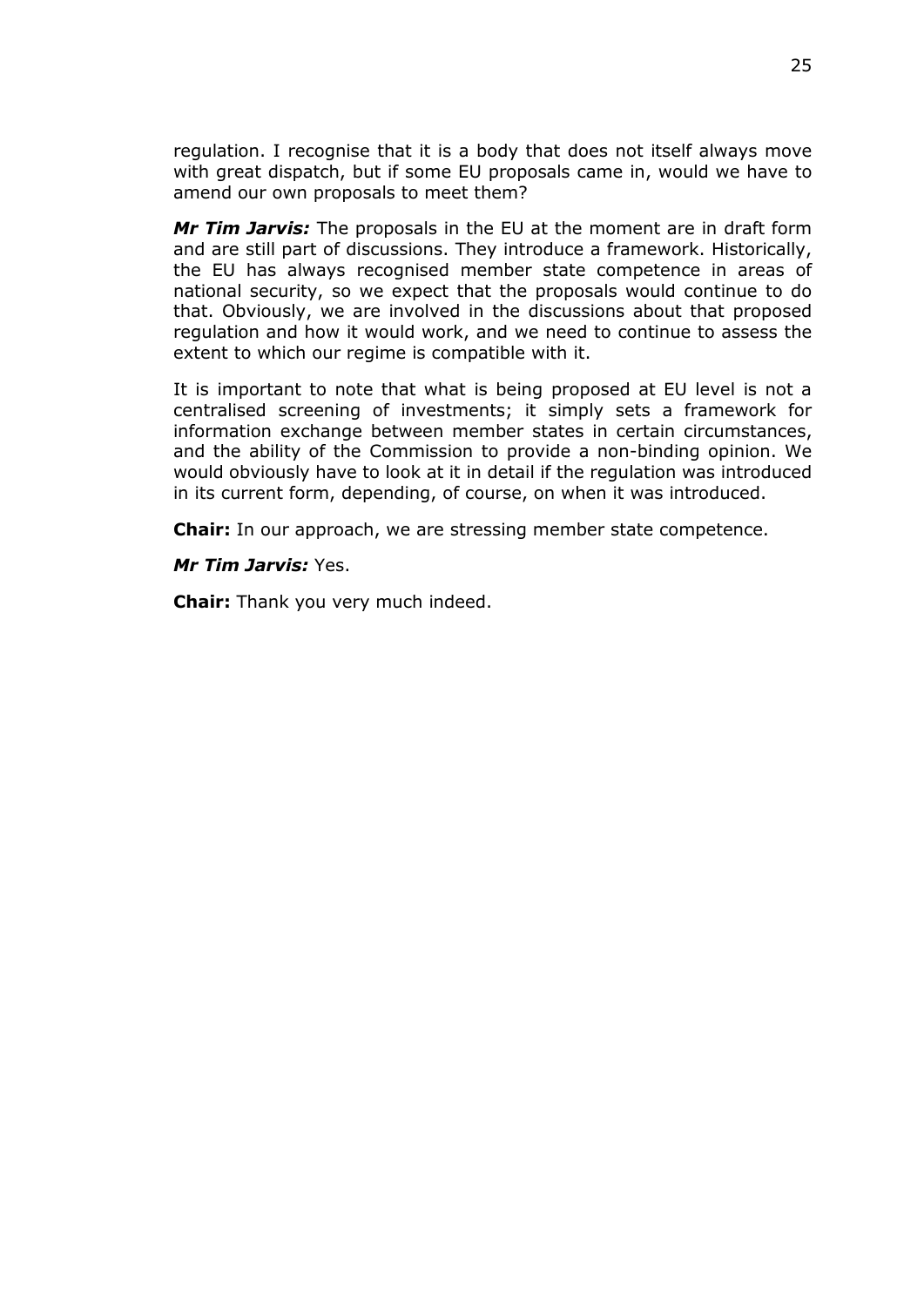regulation. I recognise that it is a body that does not itself always move with great dispatch, but if some EU proposals came in, would we have to amend our own proposals to meet them?

***Mr Tim Jarvis:*** The proposals in the EU at the moment are in draft form and are still part of discussions. They introduce a framework. Historically, the EU has always recognised member state competence in areas of national security, so we expect that the proposals would continue to do that. Obviously, we are involved in the discussions about that proposed regulation and how it would work, and we need to continue to assess the extent to which our regime is compatible with it.

It is important to note that what is being proposed at EU level is not a centralised screening of investments; it simply sets a framework for information exchange between member states in certain circumstances, and the ability of the Commission to provide a non-binding opinion. We would obviously have to look at it in detail if the regulation was introduced in its current form, depending, of course, on when it was introduced.

**Chair:** In our approach, we are stressing member state competence.

***Mr Tim Jarvis:*** Yes.

**Chair:** Thank you very much indeed.